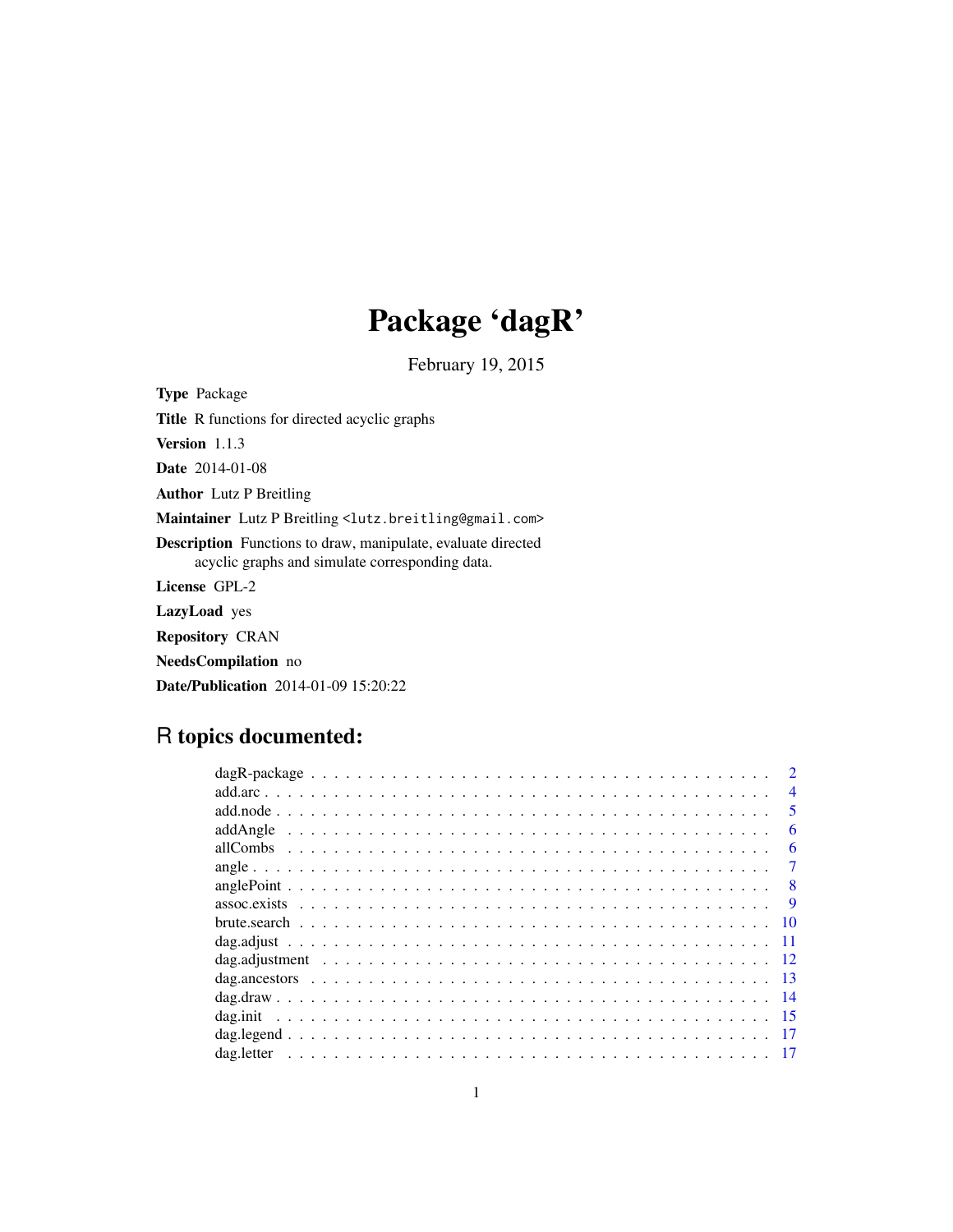# Package 'dagR'

February 19, 2015

**Type** Package

**Title** R functions for directed acyclic graphs

**Version** 1.1.3

**Date** 2014-01-08

**Author** Lutz P Breitling

**Maintainer** Lutz P Breitling <lutz.breitling@gmail.com>

**Description** Functions to draw, manipulate, evaluate directed acyclic graphs and simulate corresponding data.

**License** GPL-2

**LazyLoad** yes

**Repository** CRAN

**NeedsCompilation** no

**Date/Publication** 2014-01-09 15:20:22

## R topics documented:

| | |
|---|---|
| dagR-package | 2 |
| add.arc | 4 |
| add.node | 5 |
| addAngle | 6 |
| allCombs | 6 |
| angle | 7 |
| anglePoint | 8 |
| assoc.exists | 9 |
| brute.search | 10 |
| dag.adjust | 11 |
| dag.adjustment | 12 |
| dag.ancestors | 13 |
| dag.draw | 14 |
| dag.init | 15 |
| dag.legend | 17 |
| dag.letter | 17 |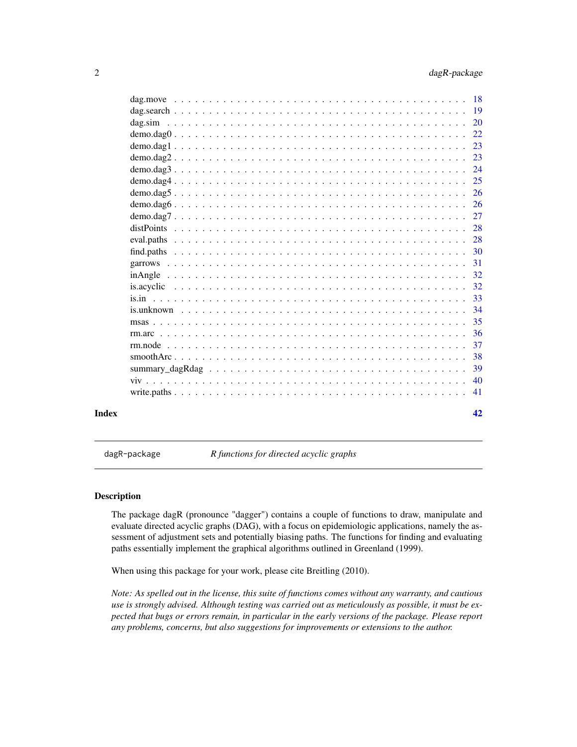| | |
|---|---|
| dag.move | 18 |
| dag.search | 19 |
| dag.sim | 20 |
| demo.dag0 | 22 |
| demo.dag1 | 23 |
| demo.dag2 | 23 |
| demo.dag3 | 24 |
| demo.dag4 | 25 |
| demo.dag5 | 26 |
| demo.dag6 | 26 |
| demo.dag7 | 27 |
| distPoints | 28 |
| eval.paths | 28 |
| find.paths | 30 |
| garrows | 31 |
| inAngle | 32 |
| is.acyclic | 32 |
| is.in | 33 |
| is.unknown | 34 |
| msas | 35 |
| rm.arc | 36 |
| rm.node | 37 |
| smoothArc | 38 |
| summary_dagRdag | 39 |
| viv | 40 |
| write.paths | 41 |

**Index** 42

---

dagR-package *R functions for directed acyclic graphs*

---

## Description

The package dagR (pronounce "dagger") contains a couple of functions to draw, manipulate and evaluate directed acyclic graphs (DAG), with a focus on epidemiologic applications, namely the assessment of adjustment sets and potentially biasing paths. The functions for finding and evaluating paths essentially implement the graphical algorithms outlined in Greenland (1999).

When using this package for your work, please cite Breitling (2010).

*Note: As spelled out in the license, this suite of functions comes without any warranty, and cautious use is strongly advised. Although testing was carried out as meticulously as possible, it must be expected that bugs or errors remain, in particular in the early versions of the package. Please report any problems, concerns, but also suggestions for improvements or extensions to the author.*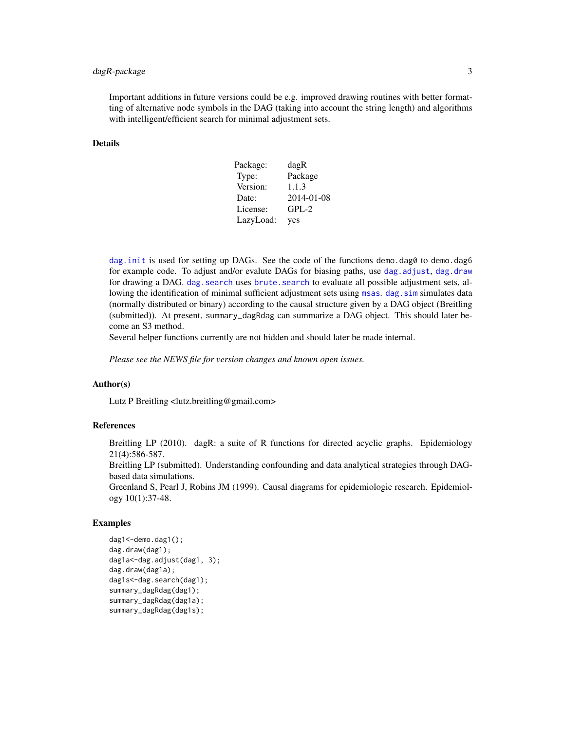Important additions in future versions could be e.g. improved drawing routines with better formatting of alternative node symbols in the DAG (taking into account the string length) and algorithms with intelligent/efficient search for minimal adjustment sets.

## Details

| Package: | dagR |
| --- | --- |
| Type: | Package |
| Version: | 1.1.3 |
| Date: | 2014-01-08 |
| License: | GPL-2 |
| LazyLoad: | yes |

`dag.init` is used for setting up DAGs. See the code of the functions `demo.dag0` to `demo.dag6` for example code. To adjust and/or evalute DAGs for biasing paths, use `dag.adjust`, `dag.draw` for drawing a DAG. `dag.search` uses `brute.search` to evaluate all possible adjustment sets, allowing the identification of minimal sufficient adjustment sets using `msas`. `dag.sim` simulates data (normally distributed or binary) according to the causal structure given by a DAG object (Breitling (submitted)). At present, `summary_dagRdag` can summarize a DAG object. This should later become an S3 method.
Several helper functions currently are not hidden and should later be made internal.

*Please see the NEWS file for version changes and known open issues.*

## Author(s)

Lutz P Breitling <lutz.breitling@gmail.com>

## References

Breitling LP (2010). dagR: a suite of R functions for directed acyclic graphs. Epidemiology 21(4):586-587.
Breitling LP (submitted). Understanding confounding and data analytical strategies through DAG-based data simulations.
Greenland S, Pearl J, Robins JM (1999). Causal diagrams for epidemiologic research. Epidemiology 10(1):37-48.

## Examples

```
dag1<-demo.dag1();
dag.draw(dag1);
dag1a<-dag.adjust(dag1, 3);
dag.draw(dag1a);
dag1s<-dag.search(dag1);
summary_dagRdag(dag1);
summary_dagRdag(dag1a);
summary_dagRdag(dag1s);
```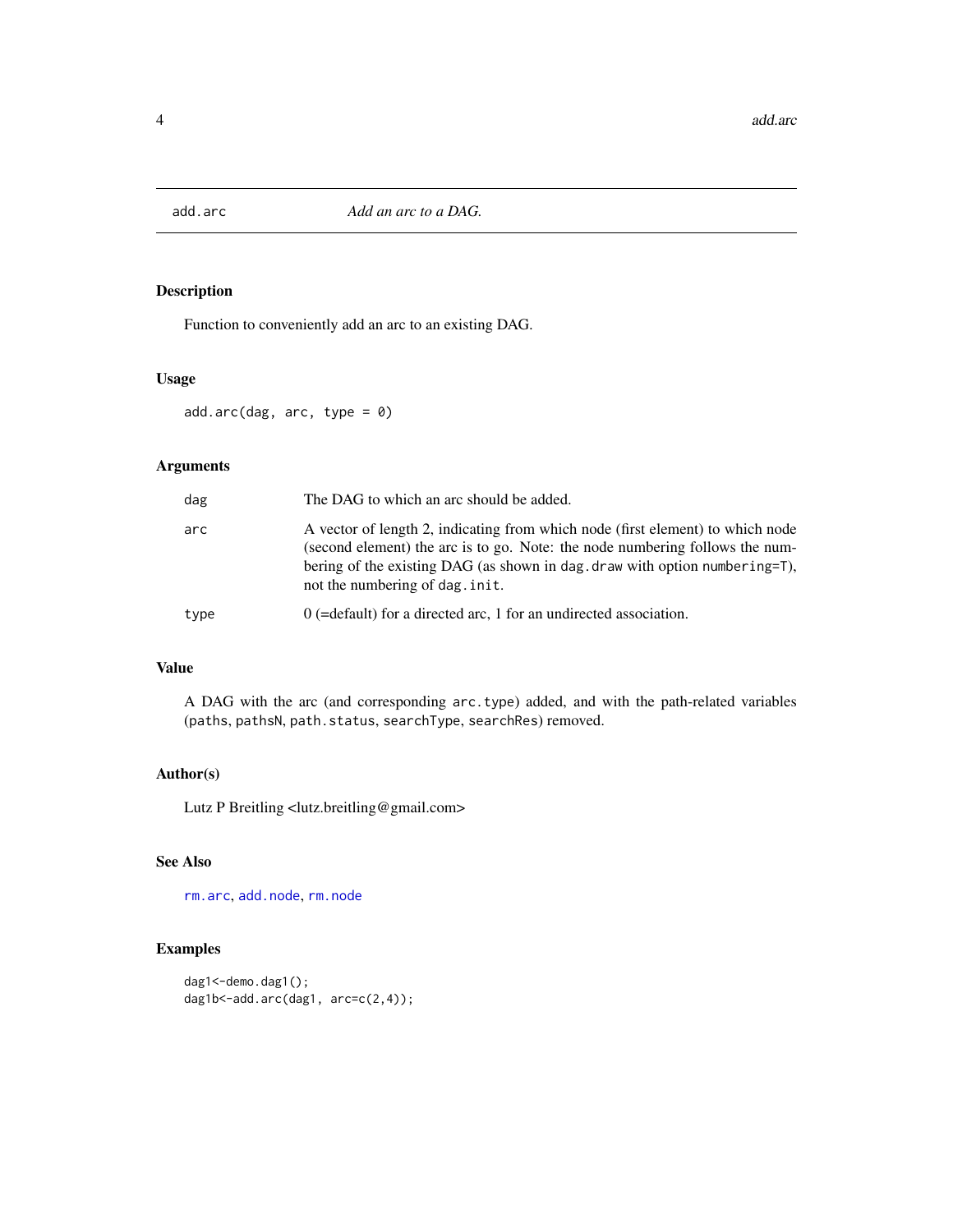add.arc *Add an arc to a DAG.*

## Description

Function to conveniently add an arc to an existing DAG.

## Usage

```
add.arc(dag, arc, type = 0)
```

## Arguments

| | |
|---|---|
| dag | The DAG to which an arc should be added. |
| arc | A vector of length 2, indicating from which node (first element) to which node (second element) the arc is to go. Note: the node numbering follows the numbering of the existing DAG (as shown in `dag.draw` with option `numbering=T`), not the numbering of `dag.init`. |
| type | 0 (=default) for a directed arc, 1 for an undirected association. |

## Value

A DAG with the arc (and corresponding `arc.type`) added, and with the path-related variables (`paths`, `pathsN`, `path.status`, `searchType`, `searchRes`) removed.

## Author(s)

Lutz P Breitling <lutz.breitling@gmail.com>

## See Also

`rm.arc`, `add.node`, `rm.node`

## Examples

```
dag1<-demo.dag1();
dag1b<-add.arc(dag1, arc=c(2,4));
```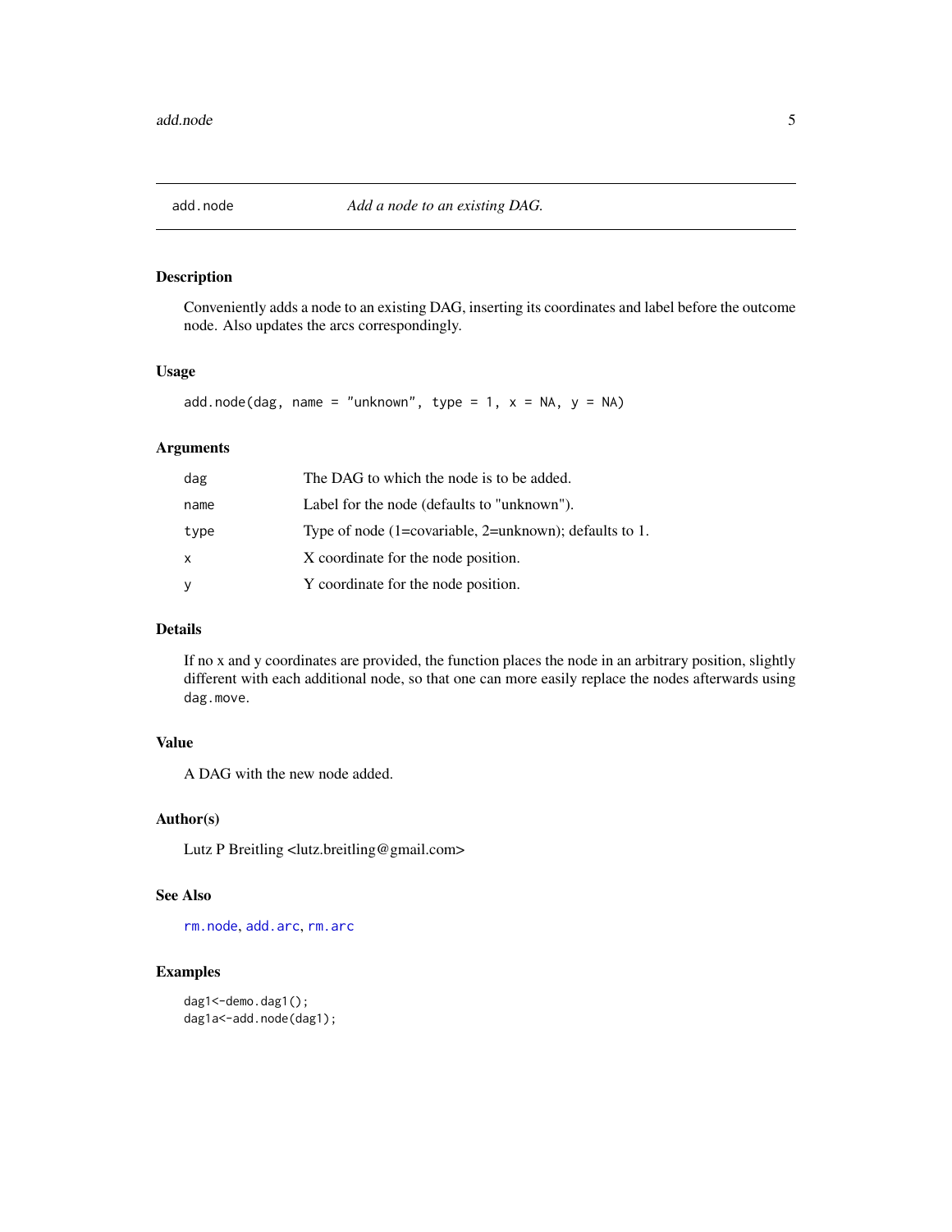## add.node — *Add a node to an existing DAG.*

### Description

Conveniently adds a node to an existing DAG, inserting its coordinates and label before the outcome node. Also updates the arcs correspondingly.

### Usage

```
add.node(dag, name = "unknown", type = 1, x = NA, y = NA)
```

### Arguments

| | |
|---|---|
| `dag` | The DAG to which the node is to be added. |
| `name` | Label for the node (defaults to "unknown"). |
| `type` | Type of node (1=covariable, 2=unknown); defaults to 1. |
| `x` | X coordinate for the node position. |
| `y` | Y coordinate for the node position. |

### Details

If no x and y coordinates are provided, the function places the node in an arbitrary position, slightly different with each additional node, so that one can more easily replace the nodes afterwards using `dag.move`.

### Value

A DAG with the new node added.

### Author(s)

Lutz P Breitling <lutz.breitling@gmail.com>

### See Also

`rm.node`, `add.arc`, `rm.arc`

### Examples

```
dag1<-demo.dag1();
dag1a<-add.node(dag1);
```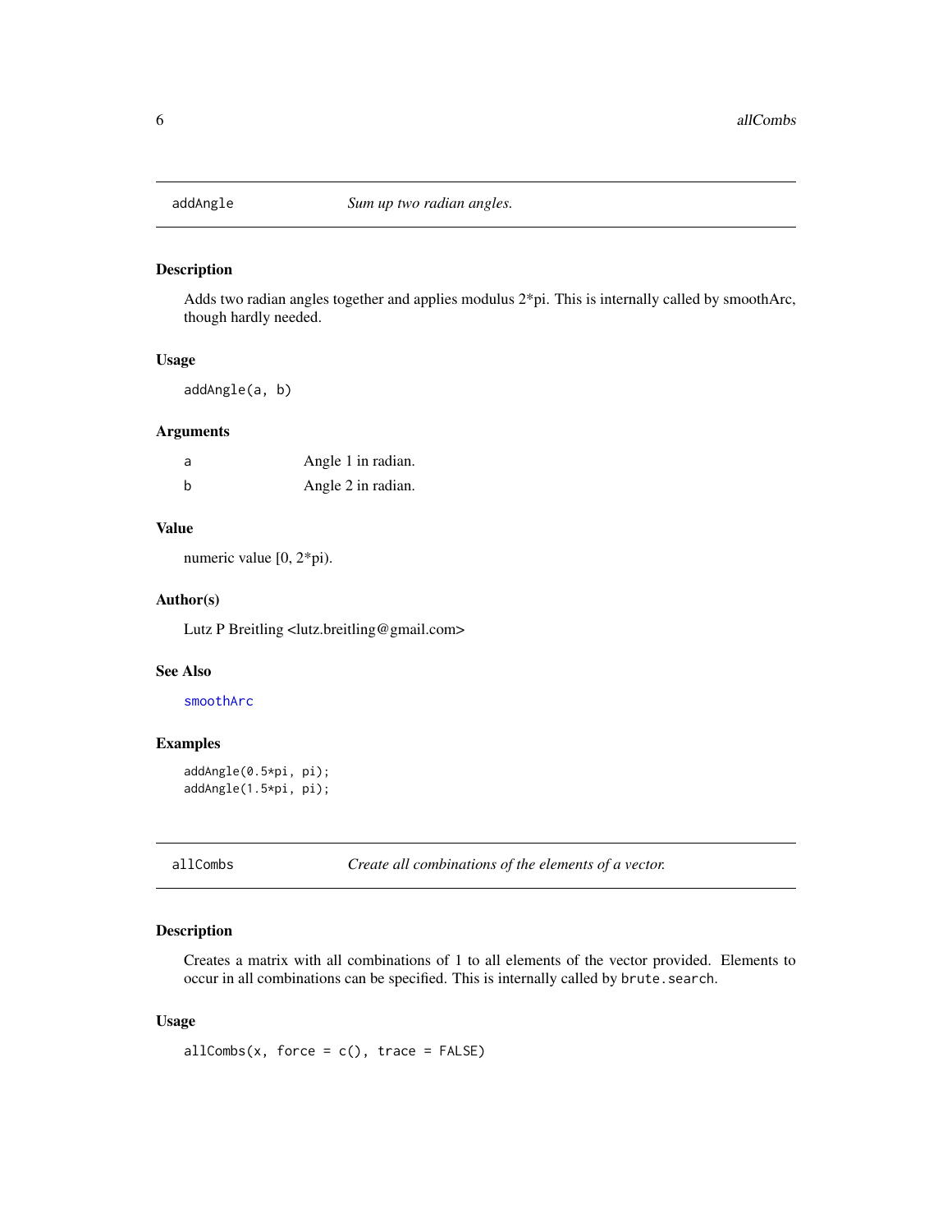## addAngle — *Sum up two radian angles.*

### Description

Adds two radian angles together and applies modulus 2*pi. This is internally called by smoothArc, though hardly needed.

### Usage

```
addAngle(a, b)
```

### Arguments

| | |
|---|---|
| a | Angle 1 in radian. |
| b | Angle 2 in radian. |

### Value

numeric value [0, 2*pi).

### Author(s)

Lutz P Breitling <lutz.breitling@gmail.com>

### See Also

smoothArc

### Examples

```
addAngle(0.5*pi, pi);
addAngle(1.5*pi, pi);
```

## allCombs — *Create all combinations of the elements of a vector.*

### Description

Creates a matrix with all combinations of 1 to all elements of the vector provided. Elements to occur in all combinations can be specified. This is internally called by `brute.search`.

### Usage

```
allCombs(x, force = c(), trace = FALSE)
```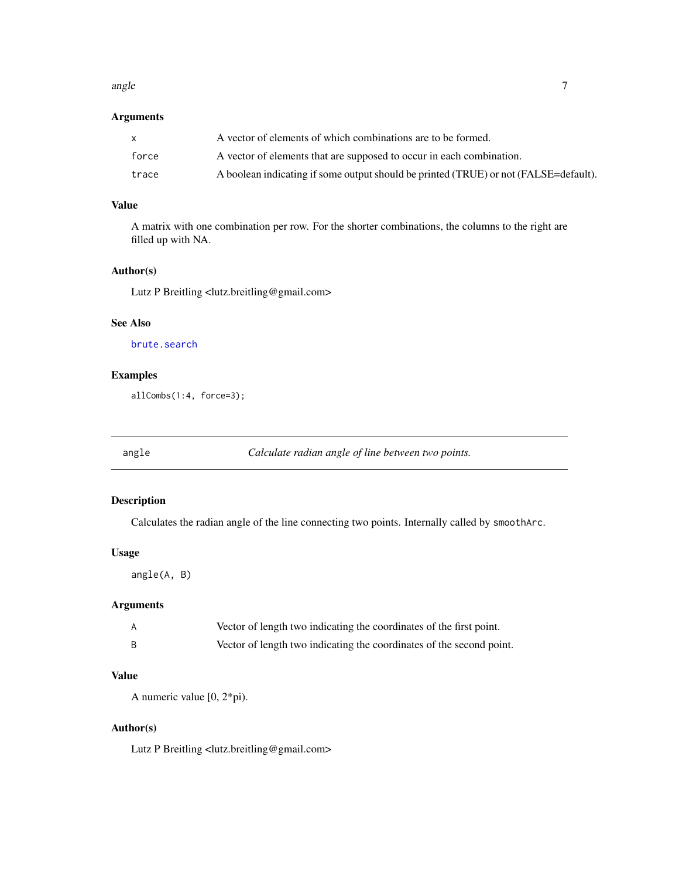### Arguments

| | |
|---|---|
| `x` | A vector of elements of which combinations are to be formed. |
| `force` | A vector of elements that are supposed to occur in each combination. |
| `trace` | A boolean indicating if some output should be printed (TRUE) or not (FALSE=default). |

### Value

A matrix with one combination per row. For the shorter combinations, the columns to the right are filled up with NA.

### Author(s)

Lutz P Breitling <lutz.breitling@gmail.com>

### See Also

`brute.search`

### Examples

```
allCombs(1:4, force=3);
```

---

## angle — *Calculate radian angle of line between two points.*

---

### Description

Calculates the radian angle of the line connecting two points. Internally called by `smoothArc`.

### Usage

```
angle(A, B)
```

### Arguments

| | |
|---|---|
| `A` | Vector of length two indicating the coordinates of the first point. |
| `B` | Vector of length two indicating the coordinates of the second point. |

### Value

A numeric value [0, 2*pi).

### Author(s)

Lutz P Breitling <lutz.breitling@gmail.com>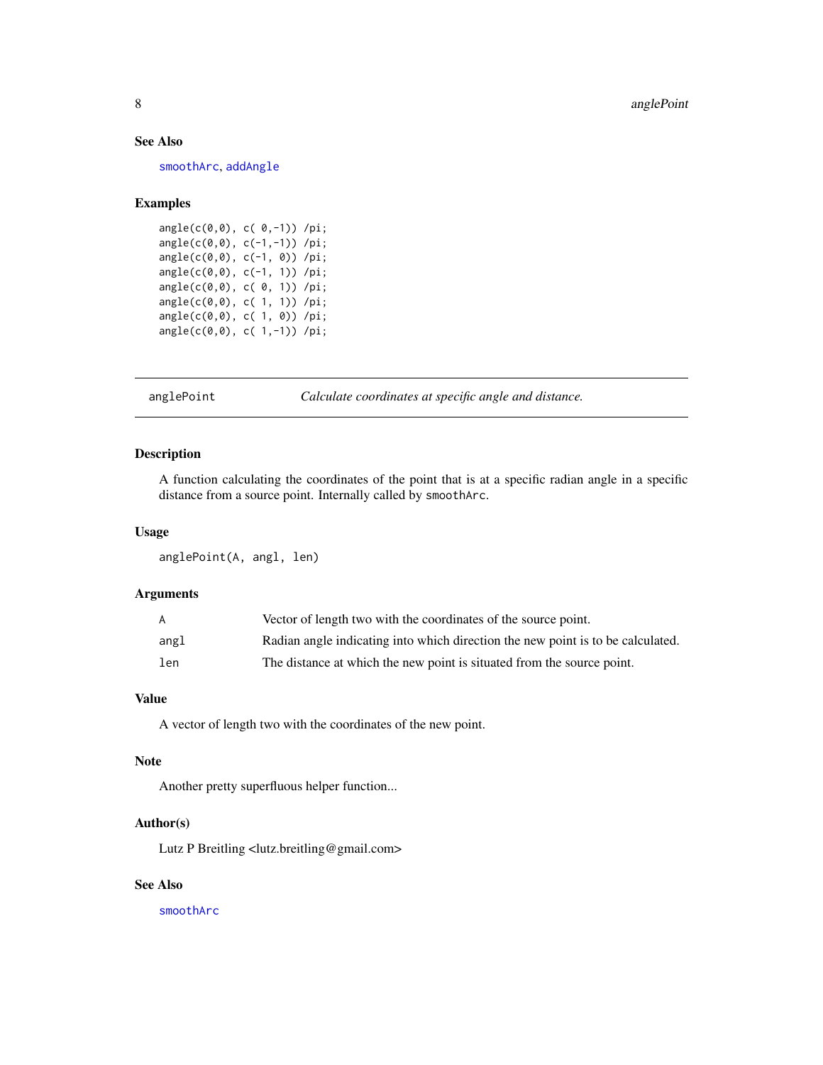### See Also

smoothArc, addAngle

### Examples

```
angle(c(0,0), c( 0,-1)) /pi;
angle(c(0,0), c(-1,-1)) /pi;
angle(c(0,0), c(-1, 0)) /pi;
angle(c(0,0), c(-1, 1)) /pi;
angle(c(0,0), c( 0, 1)) /pi;
angle(c(0,0), c( 1, 1)) /pi;
angle(c(0,0), c( 1, 0)) /pi;
angle(c(0,0), c( 1,-1)) /pi;
```

---

## anglePoint *Calculate coordinates at specific angle and distance.*

---

### Description

A function calculating the coordinates of the point that is at a specific radian angle in a specific distance from a source point. Internally called by `smoothArc`.

### Usage

```
anglePoint(A, angl, len)
```

### Arguments

| | |
|---|---|
| `A` | Vector of length two with the coordinates of the source point. |
| `angl` | Radian angle indicating into which direction the new point is to be calculated. |
| `len` | The distance at which the new point is situated from the source point. |

### Value

A vector of length two with the coordinates of the new point.

### Note

Another pretty superfluous helper function...

### Author(s)

Lutz P Breitling <lutz.breitling@gmail.com>

### See Also

smoothArc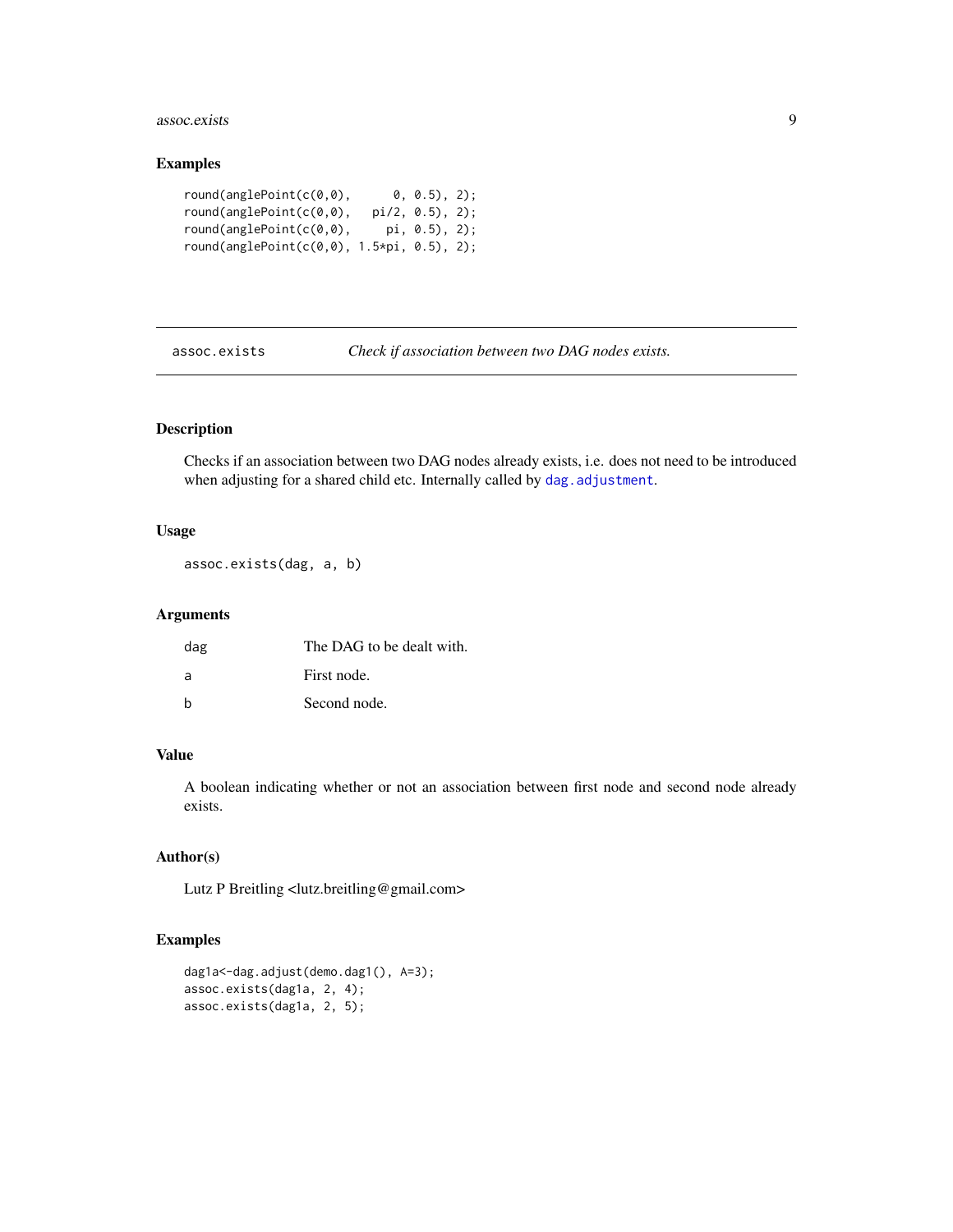## Examples

```
round(anglePoint(c(0,0),      0, 0.5), 2);
round(anglePoint(c(0,0),   pi/2, 0.5), 2);
round(anglePoint(c(0,0),     pi, 0.5), 2);
round(anglePoint(c(0,0), 1.5*pi, 0.5), 2);
```

---

# assoc.exists — *Check if association between two DAG nodes exists.*

---

## Description

Checks if an association between two DAG nodes already exists, i.e. does not need to be introduced when adjusting for a shared child etc. Internally called by `dag.adjustment`.

## Usage

```
assoc.exists(dag, a, b)
```

## Arguments

| | |
|---|---|
| `dag` | The DAG to be dealt with. |
| `a` | First node. |
| `b` | Second node. |

## Value

A boolean indicating whether or not an association between first node and second node already exists.

## Author(s)

Lutz P Breitling <lutz.breitling@gmail.com>

## Examples

```
dag1a<-dag.adjust(demo.dag1(), A=3);
assoc.exists(dag1a, 2, 4);
assoc.exists(dag1a, 2, 5);
```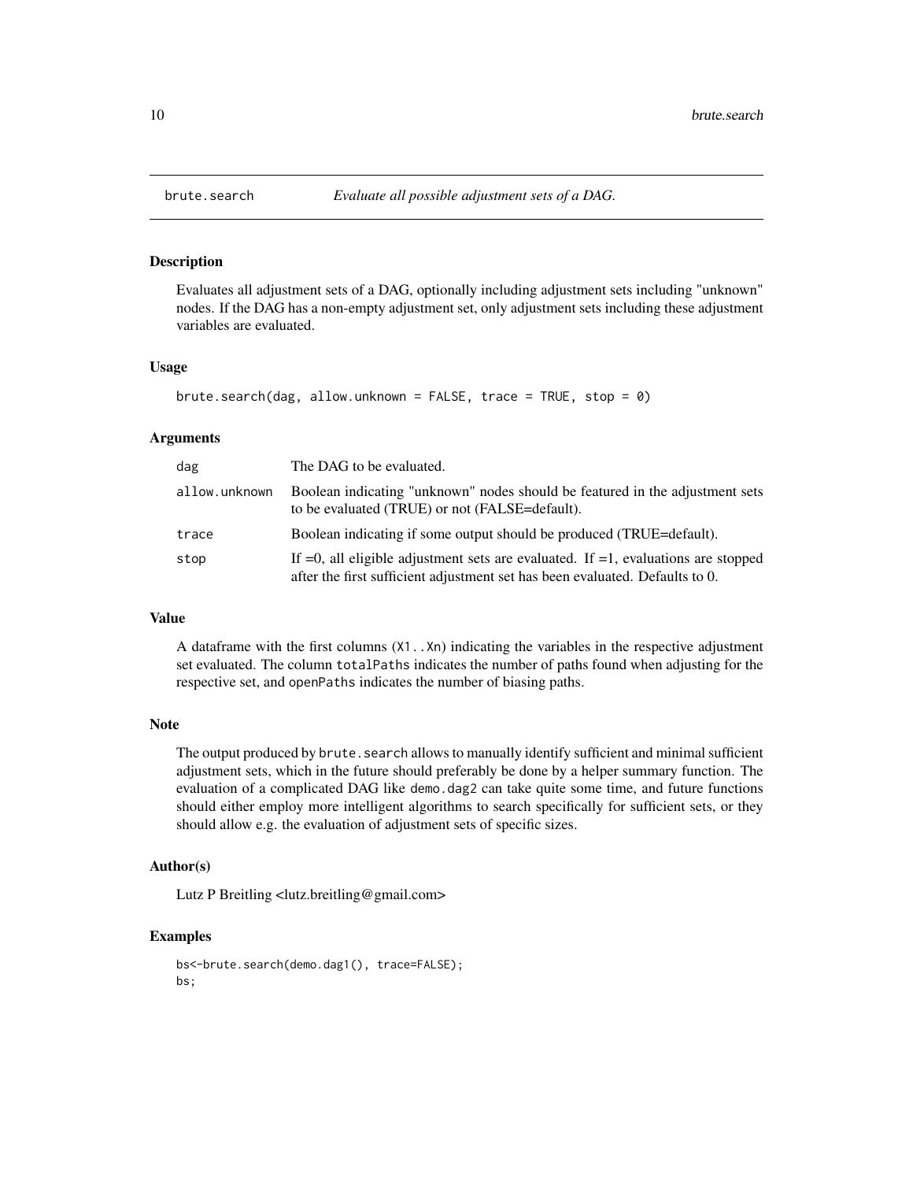# brute.search — *Evaluate all possible adjustment sets of a DAG.*

## Description

Evaluates all adjustment sets of a DAG, optionally including adjustment sets including "unknown" nodes. If the DAG has a non-empty adjustment set, only adjustment sets including these adjustment variables are evaluated.

## Usage

```
brute.search(dag, allow.unknown = FALSE, trace = TRUE, stop = 0)
```

## Arguments

| | |
|---|---|
| `dag` | The DAG to be evaluated. |
| `allow.unknown` | Boolean indicating "unknown" nodes should be featured in the adjustment sets to be evaluated (TRUE) or not (FALSE=default). |
| `trace` | Boolean indicating if some output should be produced (TRUE=default). |
| `stop` | If =0, all eligible adjustment sets are evaluated. If =1, evaluations are stopped after the first sufficient adjustment set has been evaluated. Defaults to 0. |

## Value

A dataframe with the first columns (`X1..Xn`) indicating the variables in the respective adjustment set evaluated. The column `totalPaths` indicates the number of paths found when adjusting for the respective set, and `openPaths` indicates the number of biasing paths.

## Note

The output produced by `brute.search` allows to manually identify sufficient and minimal sufficient adjustment sets, which in the future should preferably be done by a helper summary function. The evaluation of a complicated DAG like `demo.dag2` can take quite some time, and future functions should either employ more intelligent algorithms to search specifically for sufficient sets, or they should allow e.g. the evaluation of adjustment sets of specific sizes.

## Author(s)

Lutz P Breitling <lutz.breitling@gmail.com>

## Examples

```
bs<-brute.search(demo.dag1(), trace=FALSE);
bs;
```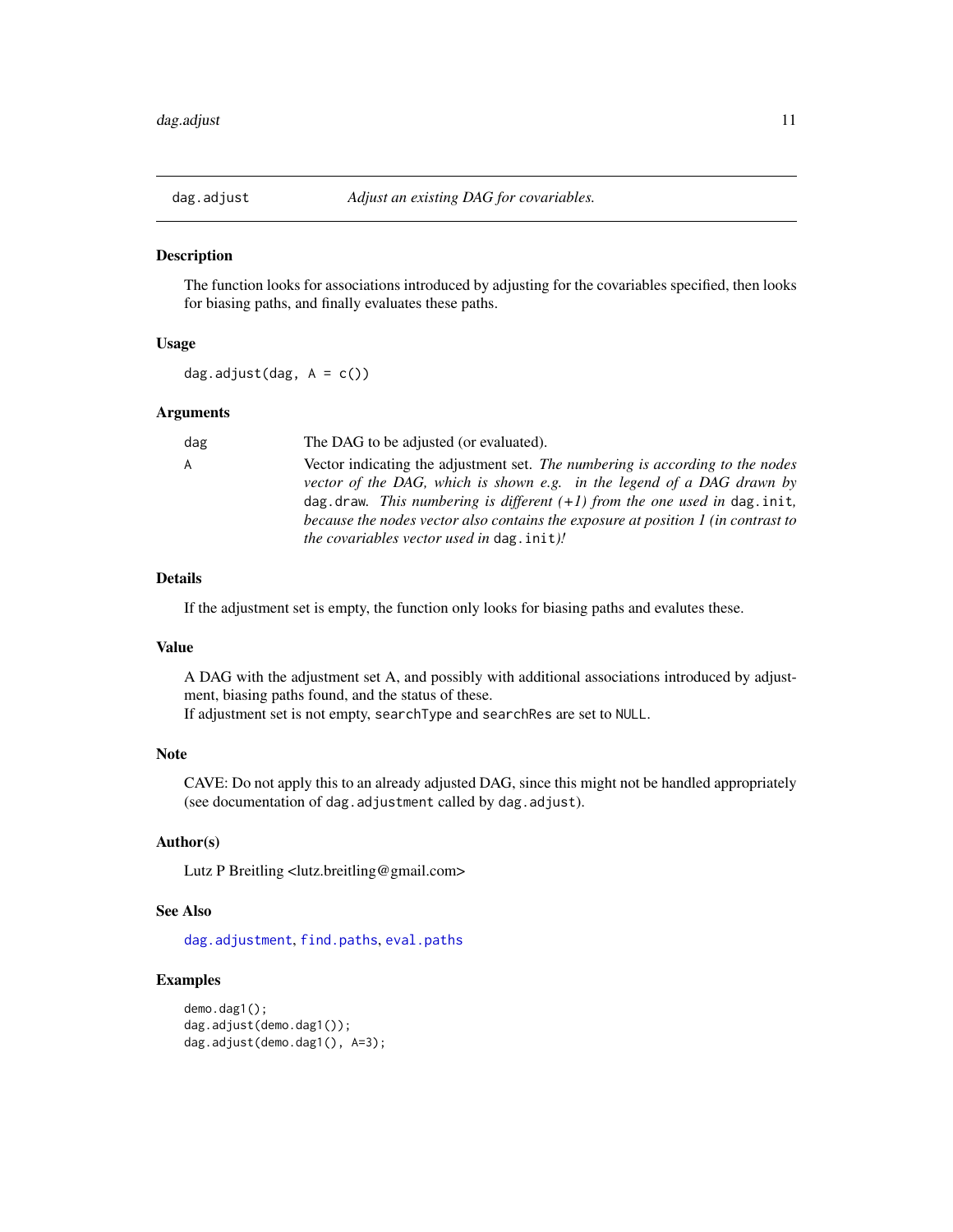# dag.adjust — *Adjust an existing DAG for covariables.*

## Description

The function looks for associations introduced by adjusting for the covariables specified, then looks for biasing paths, and finally evaluates these paths.

## Usage

```
dag.adjust(dag, A = c())
```

## Arguments

| | |
|---|---|
| dag | The DAG to be adjusted (or evaluated). |
| A | Vector indicating the adjustment set. *The numbering is according to the nodes vector of the DAG, which is shown e.g. in the legend of a DAG drawn by* `dag.draw`*. This numbering is different (+1) from the one used in* `dag.init`*, because the nodes vector also contains the exposure at position 1 (in contrast to the covariables vector used in* `dag.init`*)!* |

## Details

If the adjustment set is empty, the function only looks for biasing paths and evalutes these.

## Value

A DAG with the adjustment set A, and possibly with additional associations introduced by adjustment, biasing paths found, and the status of these.  
If adjustment set is not empty, `searchType` and `searchRes` are set to `NULL`.

## Note

CAVE: Do not apply this to an already adjusted DAG, since this might not be handled appropriately (see documentation of `dag.adjustment` called by `dag.adjust`).

## Author(s)

Lutz P Breitling <lutz.breitling@gmail.com>

## See Also

`dag.adjustment`, `find.paths`, `eval.paths`

## Examples

```
demo.dag1();
dag.adjust(demo.dag1());
dag.adjust(demo.dag1(), A=3);
```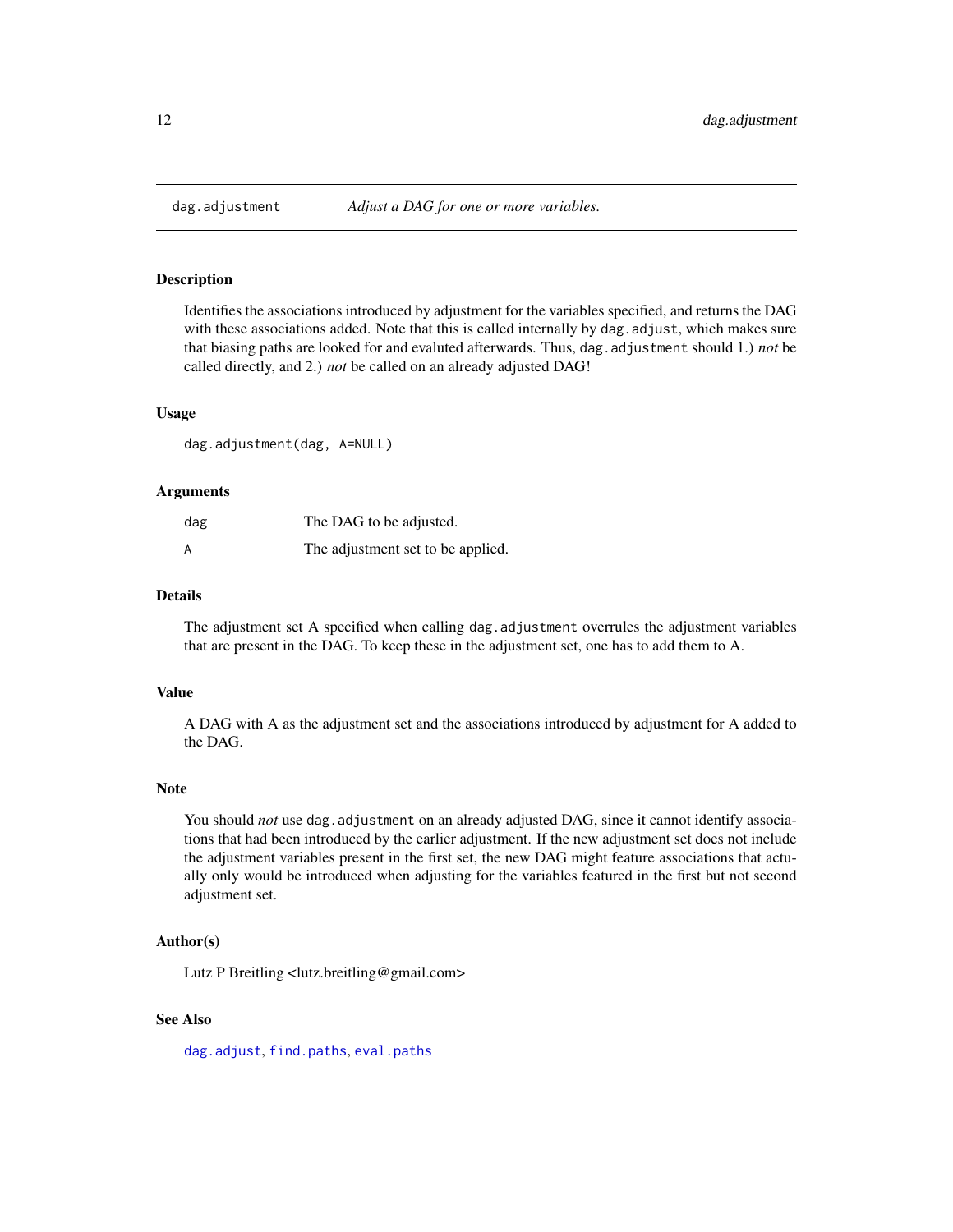# dag.adjustment — *Adjust a DAG for one or more variables.*

## Description

Identifies the associations introduced by adjustment for the variables specified, and returns the DAG with these associations added. Note that this is called internally by `dag.adjust`, which makes sure that biasing paths are looked for and evaluted afterwards. Thus, `dag.adjustment` should 1.) *not* be called directly, and 2.) *not* be called on an already adjusted DAG!

## Usage

```
dag.adjustment(dag, A=NULL)
```

## Arguments

| | |
|---|---|
| `dag` | The DAG to be adjusted. |
| `A` | The adjustment set to be applied. |

## Details

The adjustment set A specified when calling `dag.adjustment` overrules the adjustment variables that are present in the DAG. To keep these in the adjustment set, one has to add them to A.

## Value

A DAG with A as the adjustment set and the associations introduced by adjustment for A added to the DAG.

## Note

You should *not* use `dag.adjustment` on an already adjusted DAG, since it cannot identify associations that had been introduced by the earlier adjustment. If the new adjustment set does not include the adjustment variables present in the first set, the new DAG might feature associations that actually only would be introduced when adjusting for the variables featured in the first but not second adjustment set.

## Author(s)

Lutz P Breitling <lutz.breitling@gmail.com>

## See Also

`dag.adjust`, `find.paths`, `eval.paths`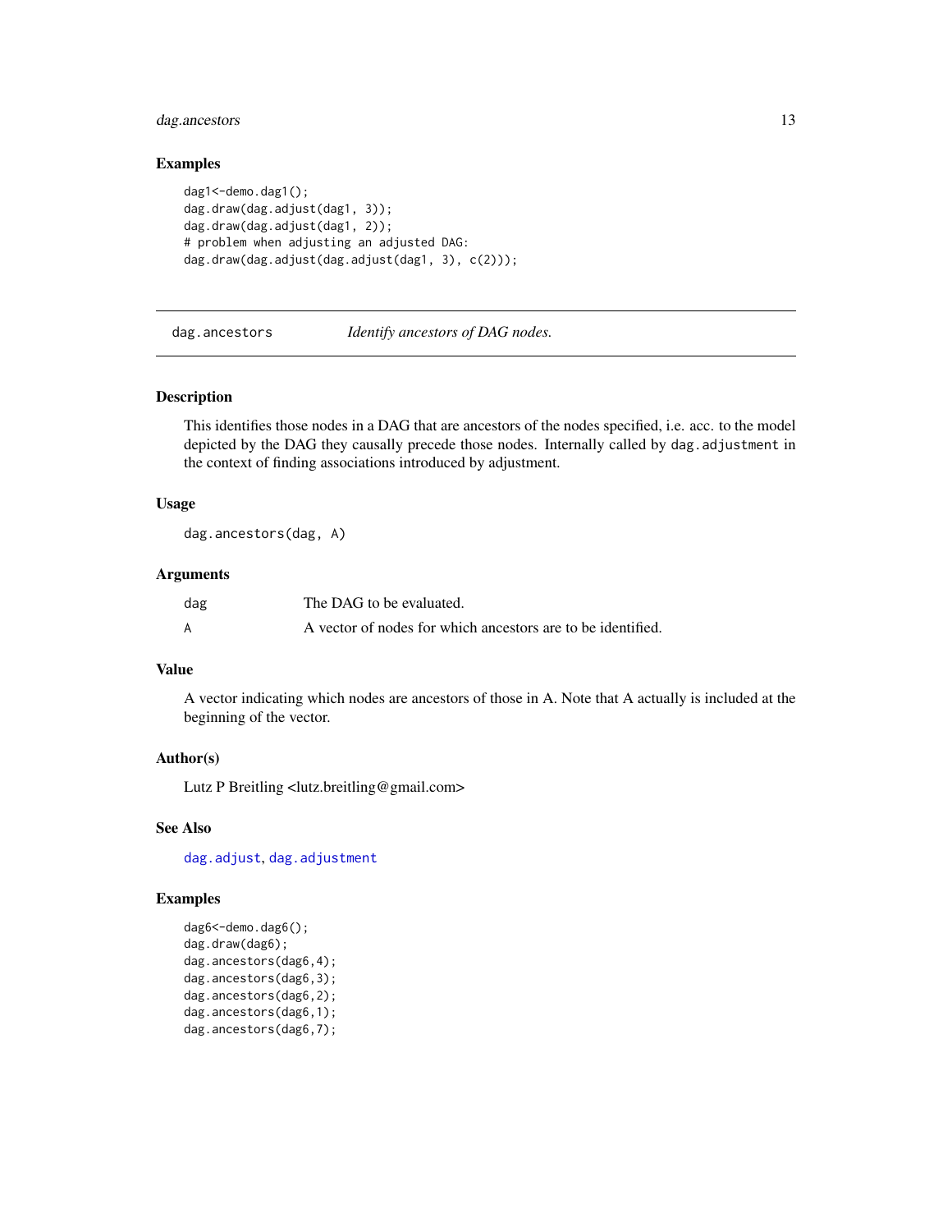### Examples

```
dag1<-demo.dag1();
dag.draw(dag.adjust(dag1, 3));
dag.draw(dag.adjust(dag1, 2));
# problem when adjusting an adjusted DAG:
dag.draw(dag.adjust(dag.adjust(dag1, 3), c(2)));
```

---

## dag.ancestors *Identify ancestors of DAG nodes.*

---

### Description

This identifies those nodes in a DAG that are ancestors of the nodes specified, i.e. acc. to the model depicted by the DAG they causally precede those nodes. Internally called by `dag.adjustment` in the context of finding associations introduced by adjustment.

### Usage

```
dag.ancestors(dag, A)
```

### Arguments

| | |
|---|---|
| dag | The DAG to be evaluated. |
| A | A vector of nodes for which ancestors are to be identified. |

### Value

A vector indicating which nodes are ancestors of those in A. Note that A actually is included at the beginning of the vector.

### Author(s)

Lutz P Breitling <lutz.breitling@gmail.com>

### See Also

`dag.adjust`, `dag.adjustment`

### Examples

```
dag6<-demo.dag6();
dag.draw(dag6);
dag.ancestors(dag6,4);
dag.ancestors(dag6,3);
dag.ancestors(dag6,2);
dag.ancestors(dag6,1);
dag.ancestors(dag6,7);
```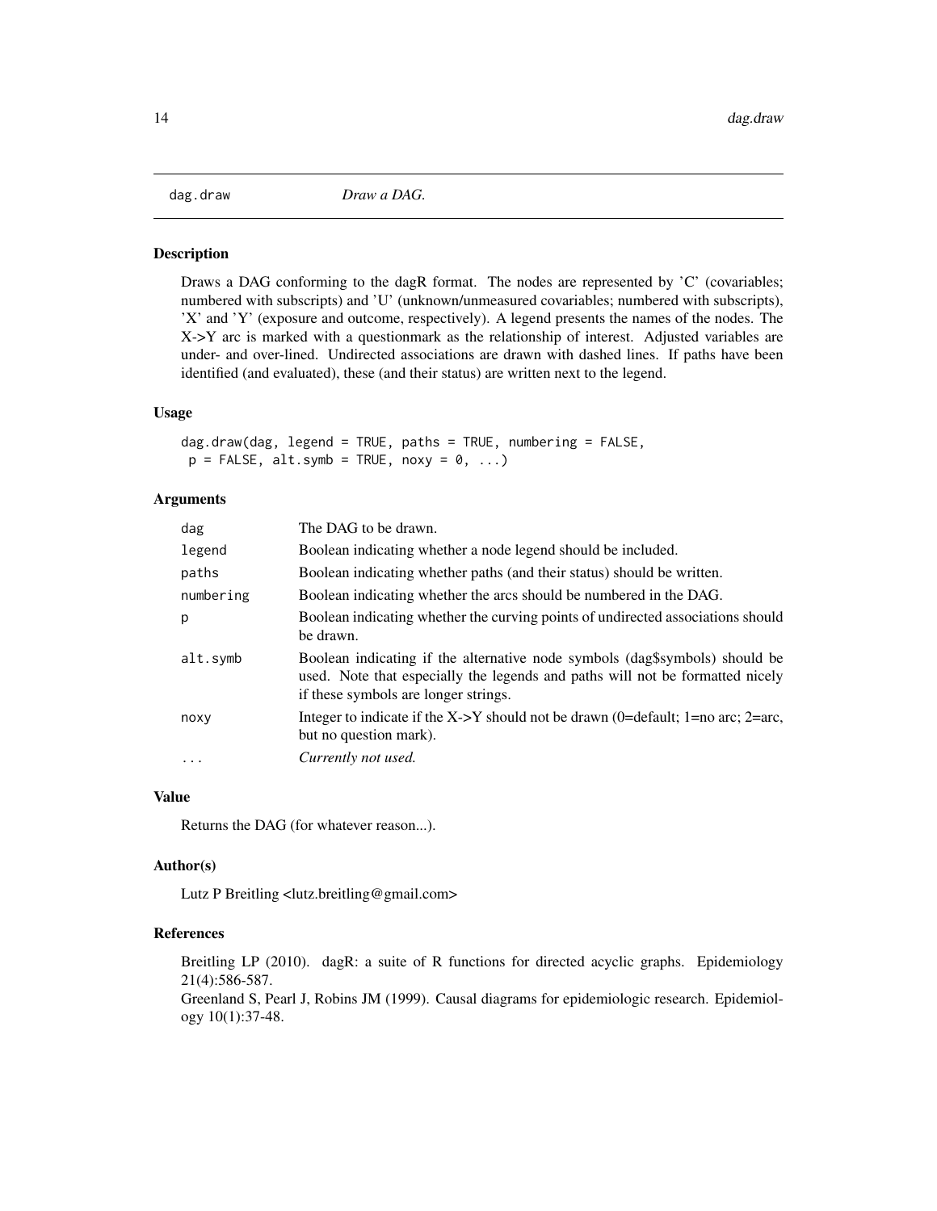# dag.draw *Draw a DAG.*

## Description

Draws a DAG conforming to the dagR format. The nodes are represented by 'C' (covariables; numbered with subscripts) and 'U' (unknown/unmeasured covariables; numbered with subscripts), 'X' and 'Y' (exposure and outcome, respectively). A legend presents the names of the nodes. The X->Y arc is marked with a questionmark as the relationship of interest. Adjusted variables are under- and over-lined. Undirected associations are drawn with dashed lines. If paths have been identified (and evaluated), these (and their status) are written next to the legend.

## Usage

```
dag.draw(dag, legend = TRUE, paths = TRUE, numbering = FALSE,
 p = FALSE, alt.symb = TRUE, noxy = 0, ...)
```

## Arguments

| | |
|---|---|
| `dag` | The DAG to be drawn. |
| `legend` | Boolean indicating whether a node legend should be included. |
| `paths` | Boolean indicating whether paths (and their status) should be written. |
| `numbering` | Boolean indicating whether the arcs should be numbered in the DAG. |
| `p` | Boolean indicating whether the curving points of undirected associations should be drawn. |
| `alt.symb` | Boolean indicating if the alternative node symbols (dag$symbols) should be used. Note that especially the legends and paths will not be formatted nicely if these symbols are longer strings. |
| `noxy` | Integer to indicate if the X->Y should not be drawn (0=default; 1=no arc; 2=arc, but no question mark). |
| `...` | *Currently not used.* |

## Value

Returns the DAG (for whatever reason...).

## Author(s)

Lutz P Breitling <lutz.breitling@gmail.com>

## References

Breitling LP (2010). dagR: a suite of R functions for directed acyclic graphs. Epidemiology 21(4):586-587.

Greenland S, Pearl J, Robins JM (1999). Causal diagrams for epidemiologic research. Epidemiology 10(1):37-48.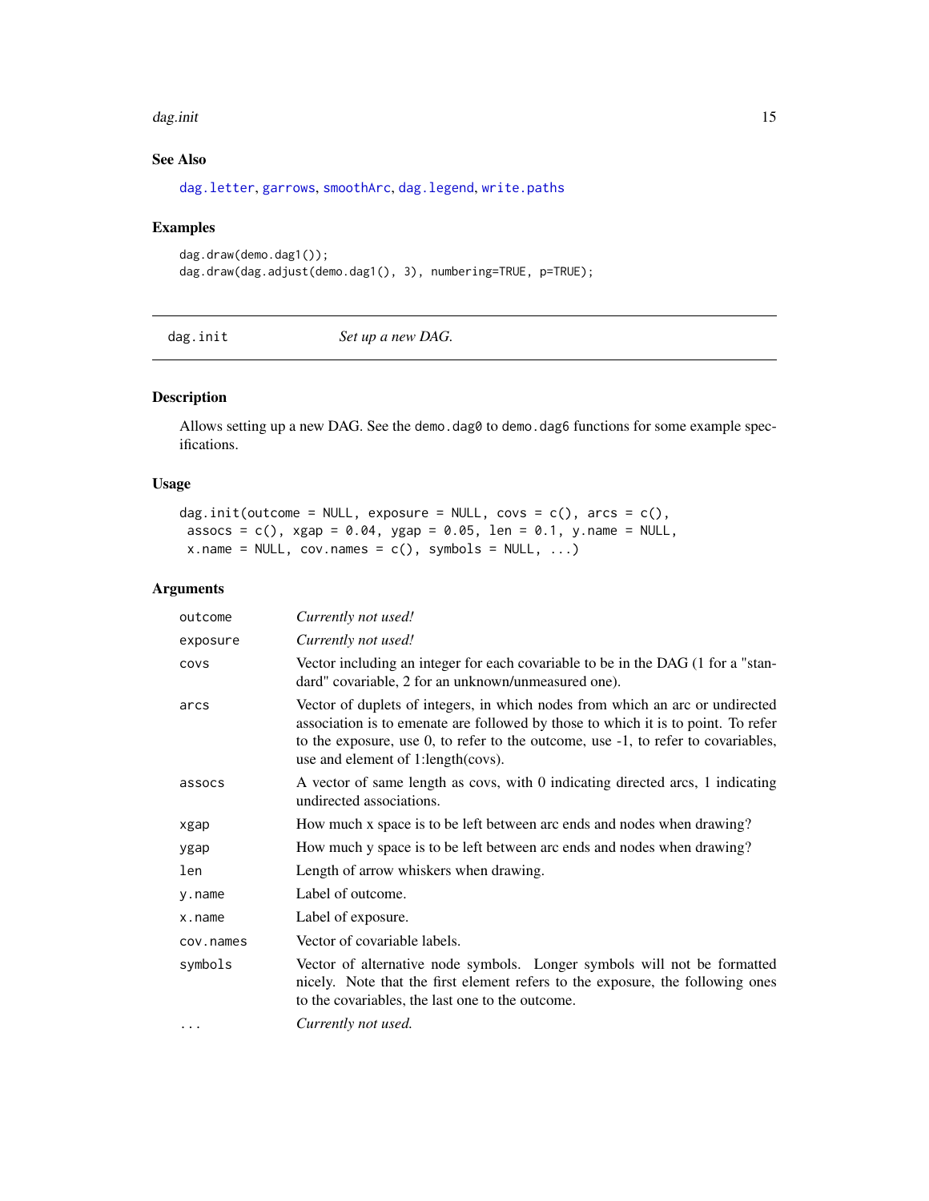## See Also

dag.letter, garrows, smoothArc, dag.legend, write.paths

## Examples

```
dag.draw(demo.dag1());
dag.draw(dag.adjust(demo.dag1(), 3), numbering=TRUE, p=TRUE);
```

---

# dag.init — *Set up a new DAG.*

---

## Description

Allows setting up a new DAG. See the demo.dag0 to demo.dag6 functions for some example specifications.

## Usage

```
dag.init(outcome = NULL, exposure = NULL, covs = c(), arcs = c(),
 assocs = c(), xgap = 0.04, ygap = 0.05, len = 0.1, y.name = NULL,
 x.name = NULL, cov.names = c(), symbols = NULL, ...)
```

## Arguments

| | |
|---|---|
| outcome | *Currently not used!* |
| exposure | *Currently not used!* |
| covs | Vector including an integer for each covariable to be in the DAG (1 for a "standard" covariable, 2 for an unknown/unmeasured one). |
| arcs | Vector of duplets of integers, in which nodes from which an arc or undirected association is to emenate are followed by those to which it is to point. To refer to the exposure, use 0, to refer to the outcome, use -1, to refer to covariables, use and element of 1:length(covs). |
| assocs | A vector of same length as covs, with 0 indicating directed arcs, 1 indicating undirected associations. |
| xgap | How much x space is to be left between arc ends and nodes when drawing? |
| ygap | How much y space is to be left between arc ends and nodes when drawing? |
| len | Length of arrow whiskers when drawing. |
| y.name | Label of outcome. |
| x.name | Label of exposure. |
| cov.names | Vector of covariable labels. |
| symbols | Vector of alternative node symbols. Longer symbols will not be formatted nicely. Note that the first element refers to the exposure, the following ones to the covariables, the last one to the outcome. |
| ... | *Currently not used.* |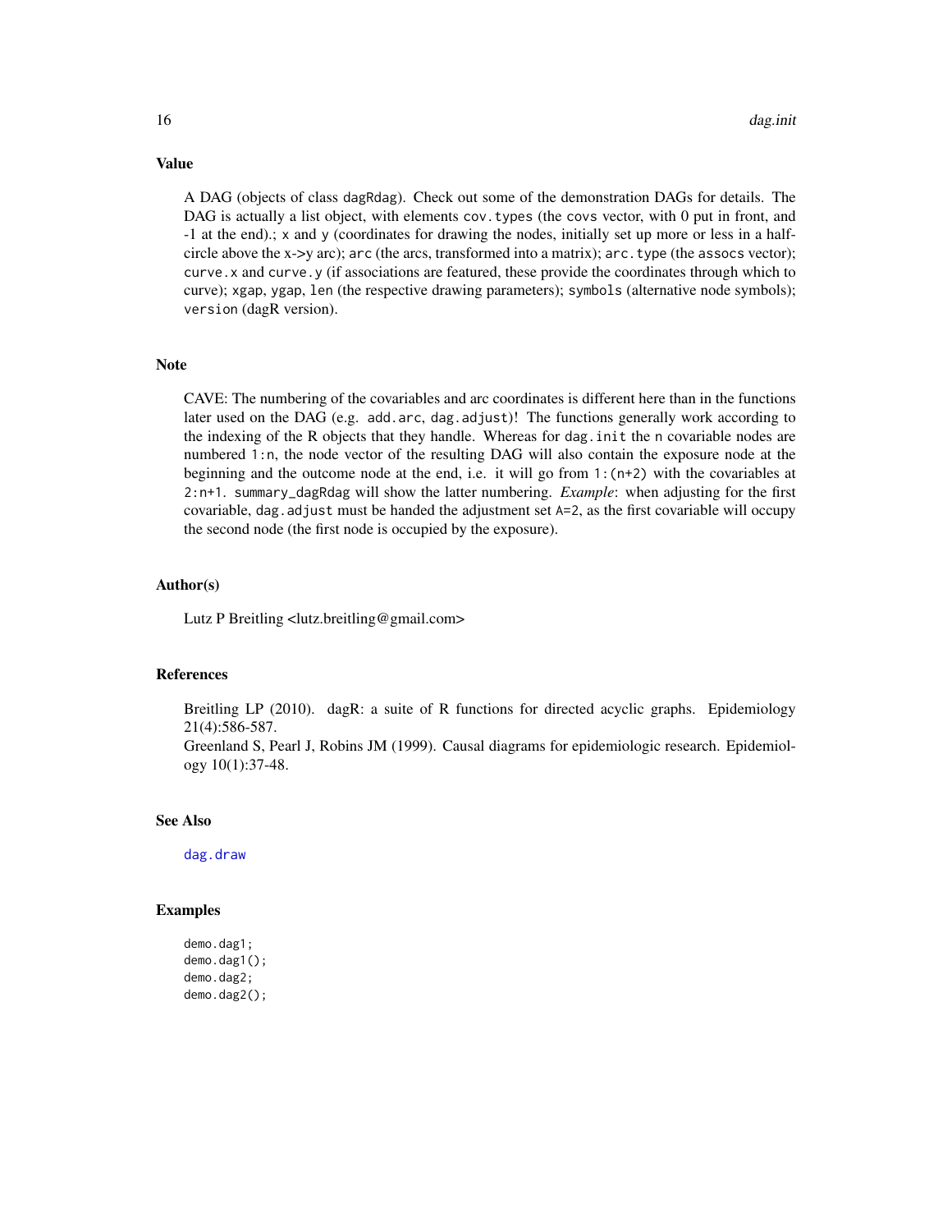## Value

A DAG (objects of class `dagRdag`). Check out some of the demonstration DAGs for details. The DAG is actually a list object, with elements `cov.types` (the `covs` vector, with 0 put in front, and -1 at the end).; `x` and `y` (coordinates for drawing the nodes, initially set up more or less in a half-circle above the x->y arc); `arc` (the arcs, transformed into a matrix); `arc.type` (the `assocs` vector); `curve.x` and `curve.y` (if associations are featured, these provide the coordinates through which to curve); `xgap`, `ygap`, `len` (the respective drawing parameters); `symbols` (alternative node symbols); `version` (dagR version).

## Note

CAVE: The numbering of the covariables and arc coordinates is different here than in the functions later used on the DAG (e.g. `add.arc`, `dag.adjust`)! The functions generally work according to the indexing of the R objects that they handle. Whereas for `dag.init` the `n` covariable nodes are numbered `1:n`, the node vector of the resulting DAG will also contain the exposure node at the beginning and the outcome node at the end, i.e. it will go from `1:(n+2)` with the covariables at `2:n+1`. `summary_dagRdag` will show the latter numbering. *Example*: when adjusting for the first covariable, `dag.adjust` must be handed the adjustment set `A=2`, as the first covariable will occupy the second node (the first node is occupied by the exposure).

## Author(s)

Lutz P Breitling <lutz.breitling@gmail.com>

## References

Breitling LP (2010). dagR: a suite of R functions for directed acyclic graphs. Epidemiology 21(4):586-587.
Greenland S, Pearl J, Robins JM (1999). Causal diagrams for epidemiologic research. Epidemiology 10(1):37-48.

## See Also

`dag.draw`

## Examples

```
demo.dag1;
demo.dag1();
demo.dag2;
demo.dag2();
```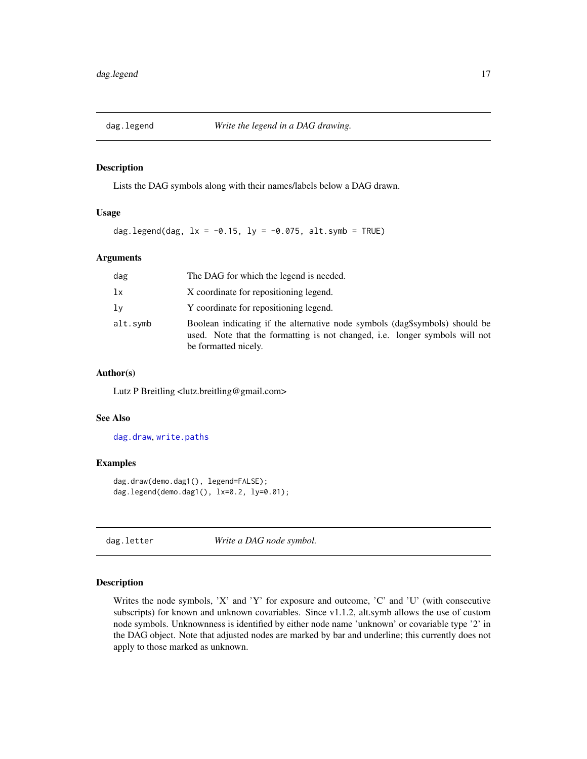## dag.legend *Write the legend in a DAG drawing.*

### Description

Lists the DAG symbols along with their names/labels below a DAG drawn.

### Usage

```
dag.legend(dag, lx = -0.15, ly = -0.075, alt.symb = TRUE)
```

### Arguments

| | |
|---|---|
| dag | The DAG for which the legend is needed. |
| lx | X coordinate for repositioning legend. |
| ly | Y coordinate for repositioning legend. |
| alt.symb | Boolean indicating if the alternative node symbols (dag$symbols) should be used. Note that the formatting is not changed, i.e. longer symbols will not be formatted nicely. |

### Author(s)

Lutz P Breitling <lutz.breitling@gmail.com>

### See Also

dag.draw, write.paths

### Examples

```
dag.draw(demo.dag1(), legend=FALSE);
dag.legend(demo.dag1(), lx=0.2, ly=0.01);
```

## dag.letter *Write a DAG node symbol.*

### Description

Writes the node symbols, 'X' and 'Y' for exposure and outcome, 'C' and 'U' (with consecutive subscripts) for known and unknown covariables. Since v1.1.2, alt.symb allows the use of custom node symbols. Unknownness is identified by either node name 'unknown' or covariable type '2' in the DAG object. Note that adjusted nodes are marked by bar and underline; this currently does not apply to those marked as unknown.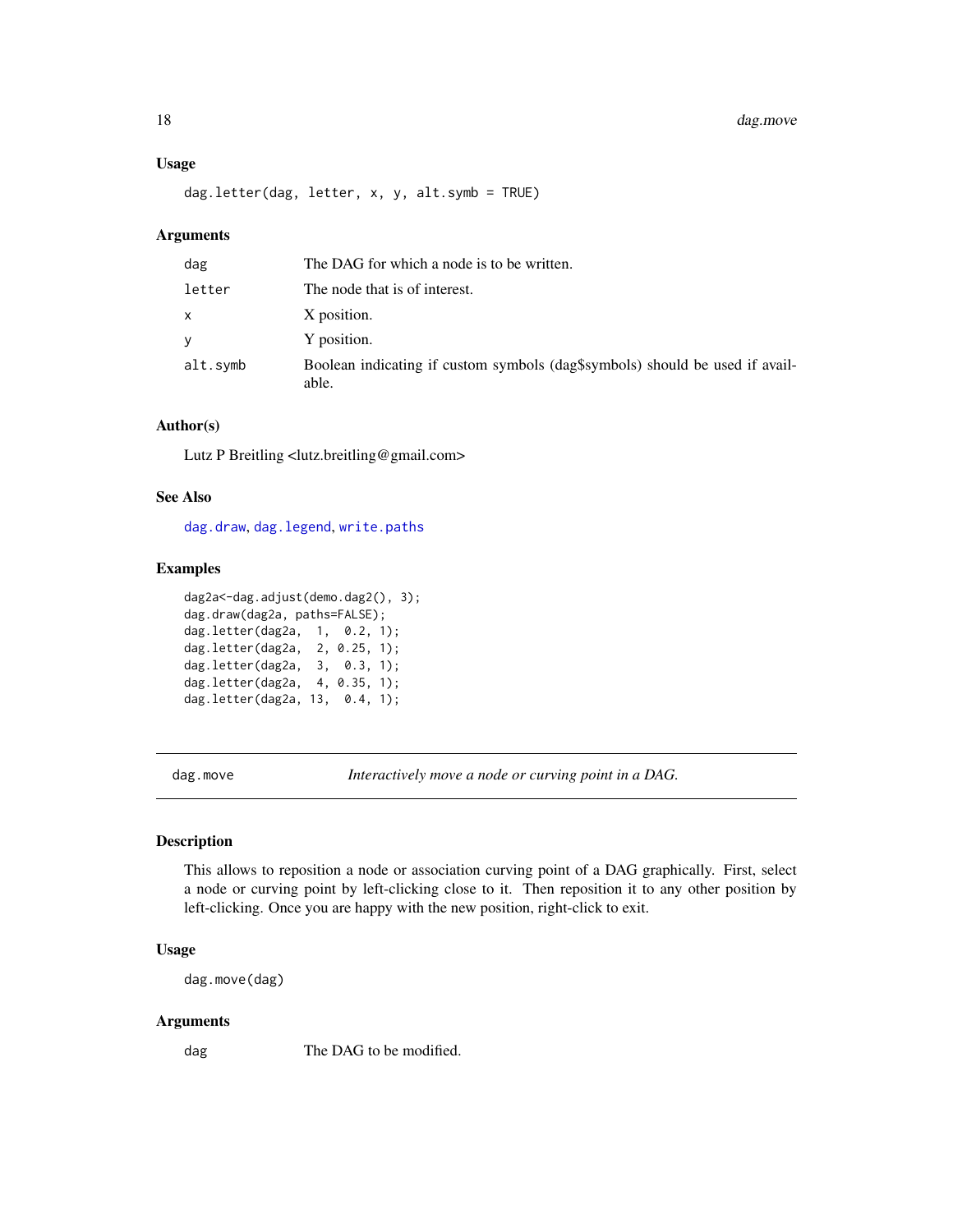### Usage

```
dag.letter(dag, letter, x, y, alt.symb = TRUE)
```

### Arguments

| | |
|---|---|
| dag | The DAG for which a node is to be written. |
| letter | The node that is of interest. |
| x | X position. |
| y | Y position. |
| alt.symb | Boolean indicating if custom symbols (dag$symbols) should be used if available. |

### Author(s)

Lutz P Breitling <lutz.breitling@gmail.com>

### See Also

dag.draw, dag.legend, write.paths

### Examples

```
dag2a<-dag.adjust(demo.dag2(), 3);
dag.draw(dag2a, paths=FALSE);
dag.letter(dag2a,  1,  0.2, 1);
dag.letter(dag2a,  2, 0.25, 1);
dag.letter(dag2a,  3,  0.3, 1);
dag.letter(dag2a,  4, 0.35, 1);
dag.letter(dag2a, 13,  0.4, 1);
```

---

## dag.move — *Interactively move a node or curving point in a DAG.*

### Description

This allows to reposition a node or association curving point of a DAG graphically. First, select a node or curving point by left-clicking close to it. Then reposition it to any other position by left-clicking. Once you are happy with the new position, right-click to exit.

### Usage

```
dag.move(dag)
```

### Arguments

| | |
|---|---|
| dag | The DAG to be modified. |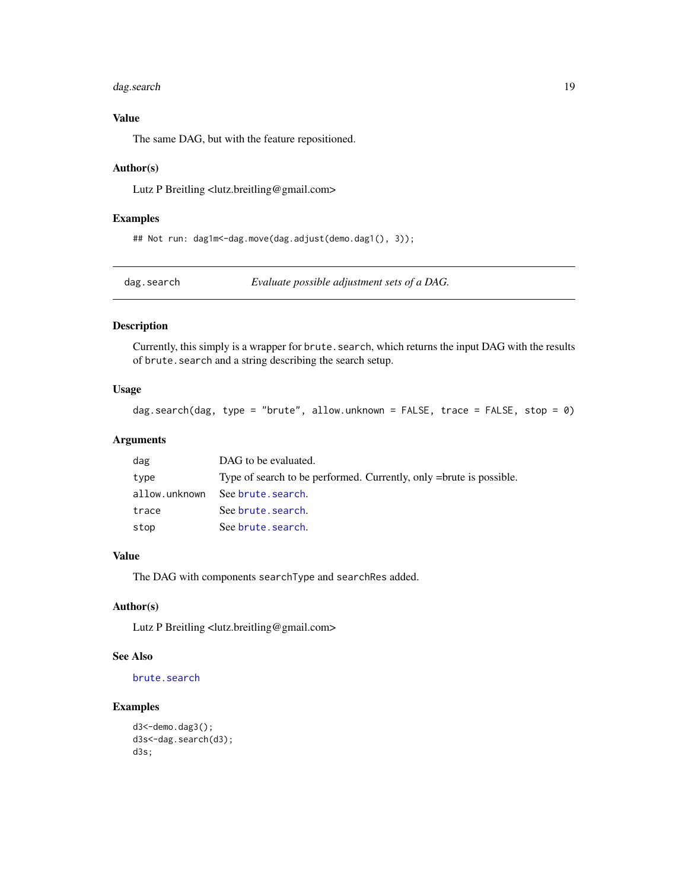### Value

The same DAG, but with the feature repositioned.

### Author(s)

Lutz P Breitling <lutz.breitling@gmail.com>

### Examples

```
## Not run: dag1m<-dag.move(dag.adjust(demo.dag1(), 3));
```

---

## dag.search — *Evaluate possible adjustment sets of a DAG.*

### Description

Currently, this simply is a wrapper for `brute.search`, which returns the input DAG with the results of `brute.search` and a string describing the search setup.

### Usage

```
dag.search(dag, type = "brute", allow.unknown = FALSE, trace = FALSE, stop = 0)
```

### Arguments

| | |
|---|---|
| `dag` | DAG to be evaluated. |
| `type` | Type of search to be performed. Currently, only =brute is possible. |
| `allow.unknown` | See `brute.search`. |
| `trace` | See `brute.search`. |
| `stop` | See `brute.search`. |

### Value

The DAG with components `searchType` and `searchRes` added.

### Author(s)

Lutz P Breitling <lutz.breitling@gmail.com>

### See Also

`brute.search`

### Examples

```
d3<-demo.dag3();
d3s<-dag.search(d3);
d3s;
```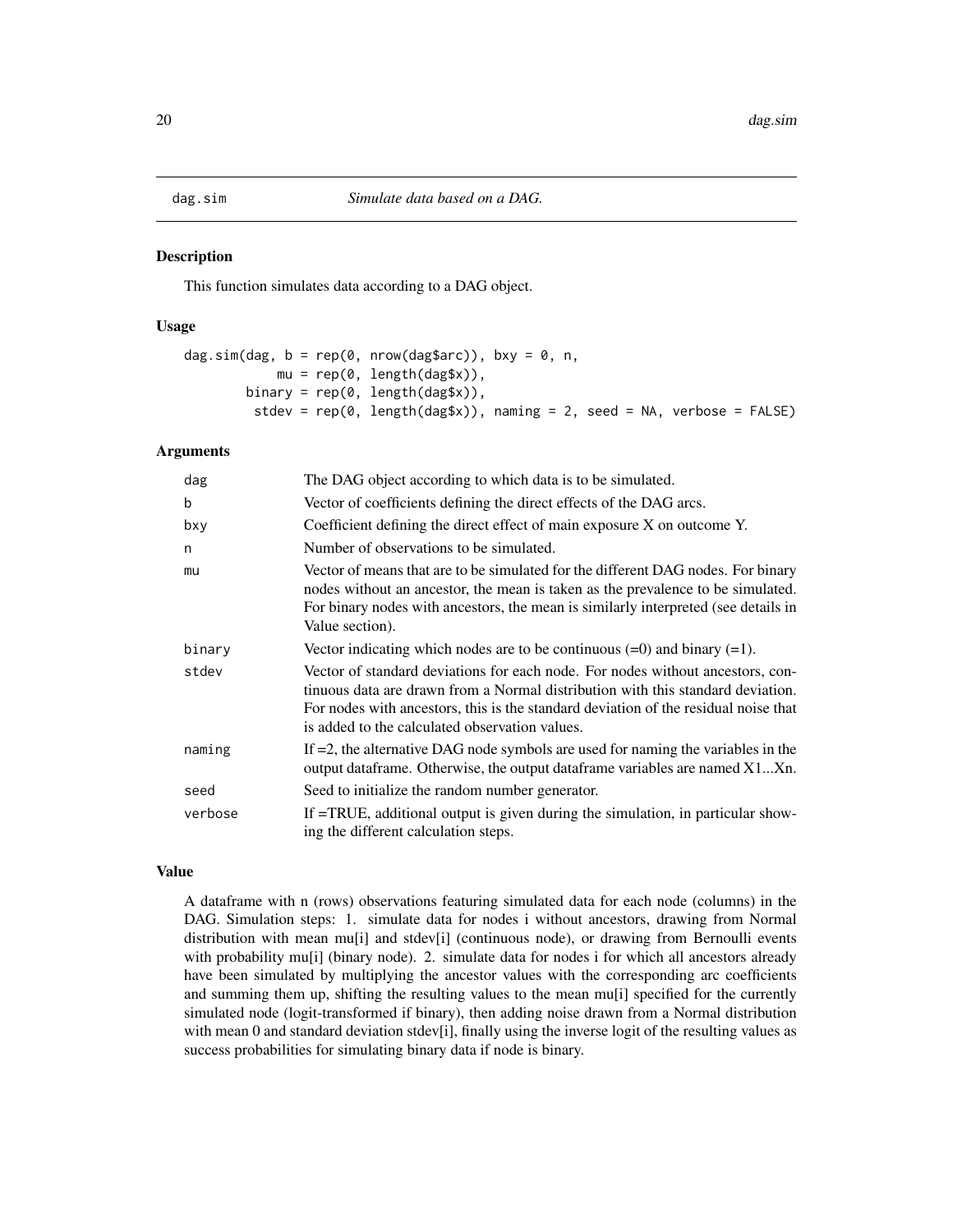# dag.sim *Simulate data based on a DAG.*

## Description

This function simulates data according to a DAG object.

## Usage

```
dag.sim(dag, b = rep(0, nrow(dag$arc)), bxy = 0, n,
            mu = rep(0, length(dag$x)),
        binary = rep(0, length(dag$x)),
         stdev = rep(0, length(dag$x)), naming = 2, seed = NA, verbose = FALSE)
```

## Arguments

| | |
|---|---|
| dag | The DAG object according to which data is to be simulated. |
| b | Vector of coefficients defining the direct effects of the DAG arcs. |
| bxy | Coefficient defining the direct effect of main exposure X on outcome Y. |
| n | Number of observations to be simulated. |
| mu | Vector of means that are to be simulated for the different DAG nodes. For binary nodes without an ancestor, the mean is taken as the prevalence to be simulated. For binary nodes with ancestors, the mean is similarly interpreted (see details in Value section). |
| binary | Vector indicating which nodes are to be continuous (=0) and binary (=1). |
| stdev | Vector of standard deviations for each node. For nodes without ancestors, continuous data are drawn from a Normal distribution with this standard deviation. For nodes with ancestors, this is the standard deviation of the residual noise that is added to the calculated observation values. |
| naming | If =2, the alternative DAG node symbols are used for naming the variables in the output dataframe. Otherwise, the output dataframe variables are named X1...Xn. |
| seed | Seed to initialize the random number generator. |
| verbose | If =TRUE, additional output is given during the simulation, in particular showing the different calculation steps. |

## Value

A dataframe with n (rows) observations featuring simulated data for each node (columns) in the DAG. Simulation steps: 1. simulate data for nodes i without ancestors, drawing from Normal distribution with mean mu[i] and stdev[i] (continuous node), or drawing from Bernoulli events with probability mu[i] (binary node). 2. simulate data for nodes i for which all ancestors already have been simulated by multiplying the ancestor values with the corresponding arc coefficients and summing them up, shifting the resulting values to the mean mu[i] specified for the currently simulated node (logit-transformed if binary), then adding noise drawn from a Normal distribution with mean 0 and standard deviation stdev[i], finally using the inverse logit of the resulting values as success probabilities for simulating binary data if node is binary.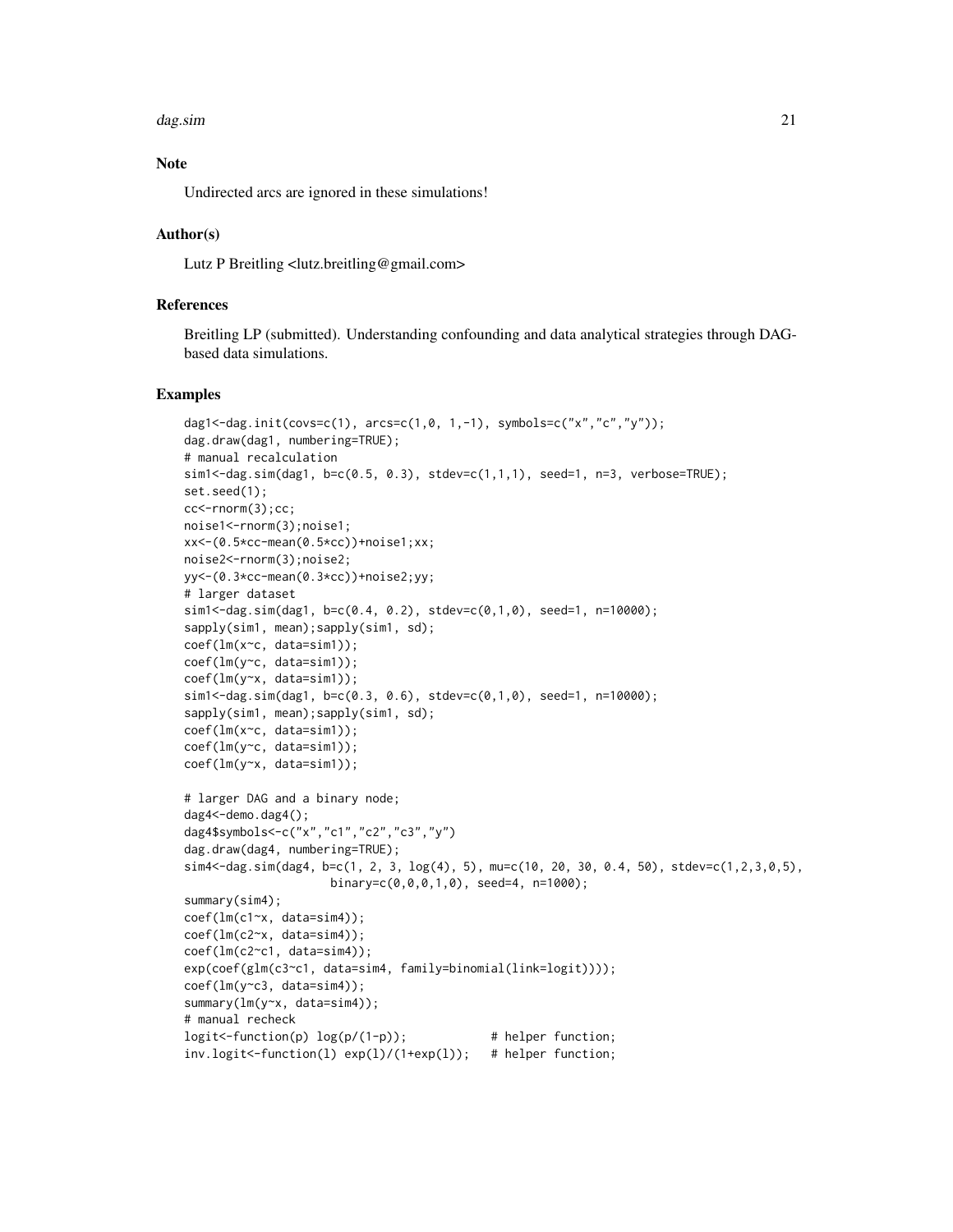## Note

Undirected arcs are ignored in these simulations!

## Author(s)

Lutz P Breitling <lutz.breitling@gmail.com>

## References

Breitling LP (submitted). Understanding confounding and data analytical strategies through DAG-based data simulations.

## Examples

```
dag1<-dag.init(covs=c(1), arcs=c(1,0, 1,-1), symbols=c("x","c","y"));
dag.draw(dag1, numbering=TRUE);
# manual recalculation
sim1<-dag.sim(dag1, b=c(0.5, 0.3), stdev=c(1,1,1), seed=1, n=3, verbose=TRUE);
set.seed(1);
cc<-rnorm(3);cc;
noise1<-rnorm(3);noise1;
xx<-(0.5*cc-mean(0.5*cc))+noise1;xx;
noise2<-rnorm(3);noise2;
yy<-(0.3*cc-mean(0.3*cc))+noise2;yy;
# larger dataset
sim1<-dag.sim(dag1, b=c(0.4, 0.2), stdev=c(0,1,0), seed=1, n=10000);
sapply(sim1, mean);sapply(sim1, sd);
coef(lm(x~c, data=sim1));
coef(lm(y~c, data=sim1));
coef(lm(y~x, data=sim1));
sim1<-dag.sim(dag1, b=c(0.3, 0.6), stdev=c(0,1,0), seed=1, n=10000);
sapply(sim1, mean);sapply(sim1, sd);
coef(lm(x~c, data=sim1));
coef(lm(y~c, data=sim1));
coef(lm(y~x, data=sim1));

# larger DAG and a binary node;
dag4<-demo.dag4();
dag4$symbols<-c("x","c1","c2","c3","y")
dag.draw(dag4, numbering=TRUE);
sim4<-dag.sim(dag4, b=c(1, 2, 3, log(4), 5), mu=c(10, 20, 30, 0.4, 50), stdev=c(1,2,3,0,5),
                    binary=c(0,0,0,1,0), seed=4, n=1000);
summary(sim4);
coef(lm(c1~x, data=sim4));
coef(lm(c2~x, data=sim4));
coef(lm(c2~c1, data=sim4));
exp(coef(glm(c3~c1, data=sim4, family=binomial(link=logit))));
coef(lm(y~c3, data=sim4));
summary(lm(y~x, data=sim4));
# manual recheck
logit<-function(p) log(p/(1-p));            # helper function;
inv.logit<-function(l) exp(l)/(1+exp(l));   # helper function;
```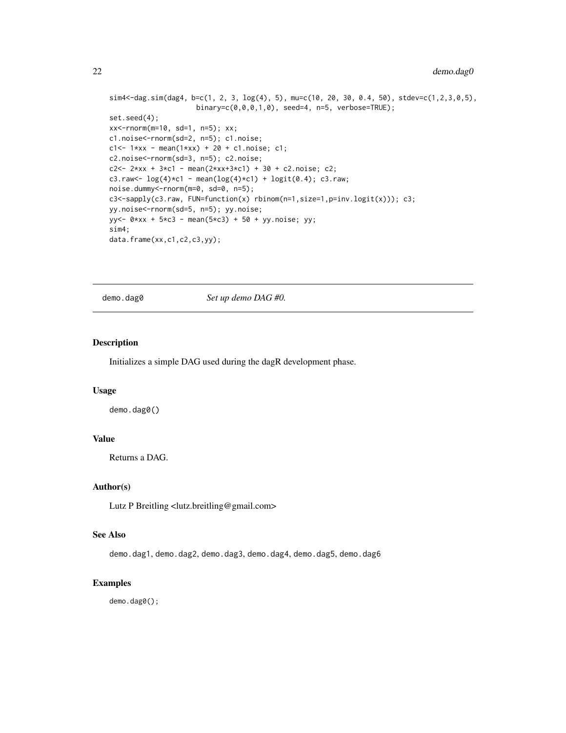```
sim4<-dag.sim(dag4, b=c(1, 2, 3, log(4), 5), mu=c(10, 20, 30, 0.4, 50), stdev=c(1,2,3,0,5),
                    binary=c(0,0,0,1,0), seed=4, n=5, verbose=TRUE);
set.seed(4);
xx<-rnorm(m=10, sd=1, n=5); xx;
c1.noise<-rnorm(sd=2, n=5); c1.noise;
c1<- 1*xx - mean(1*xx) + 20 + c1.noise; c1;
c2.noise<-rnorm(sd=3, n=5); c2.noise;
c2<- 2*xx + 3*c1 - mean(2*xx+3*c1) + 30 + c2.noise; c2;
c3.raw<- log(4)*c1 - mean(log(4)*c1) + logit(0.4); c3.raw;
noise.dummy<-rnorm(m=0, sd=0, n=5);
c3<-sapply(c3.raw, FUN=function(x) rbinom(n=1,size=1,p=inv.logit(x))); c3;
yy.noise<-rnorm(sd=5, n=5); yy.noise;
yy<- 0*xx + 5*c3 - mean(5*c3) + 50 + yy.noise; yy;
sim4;
data.frame(xx,c1,c2,c3,yy);
```

---

## demo.dag0 *Set up demo DAG #0.*

### Description

Initializes a simple DAG used during the dagR development phase.

### Usage

```
demo.dag0()
```

### Value

Returns a DAG.

### Author(s)

Lutz P Breitling <lutz.breitling@gmail.com>

### See Also

demo.dag1, demo.dag2, demo.dag3, demo.dag4, demo.dag5, demo.dag6

### Examples

```
demo.dag0();
```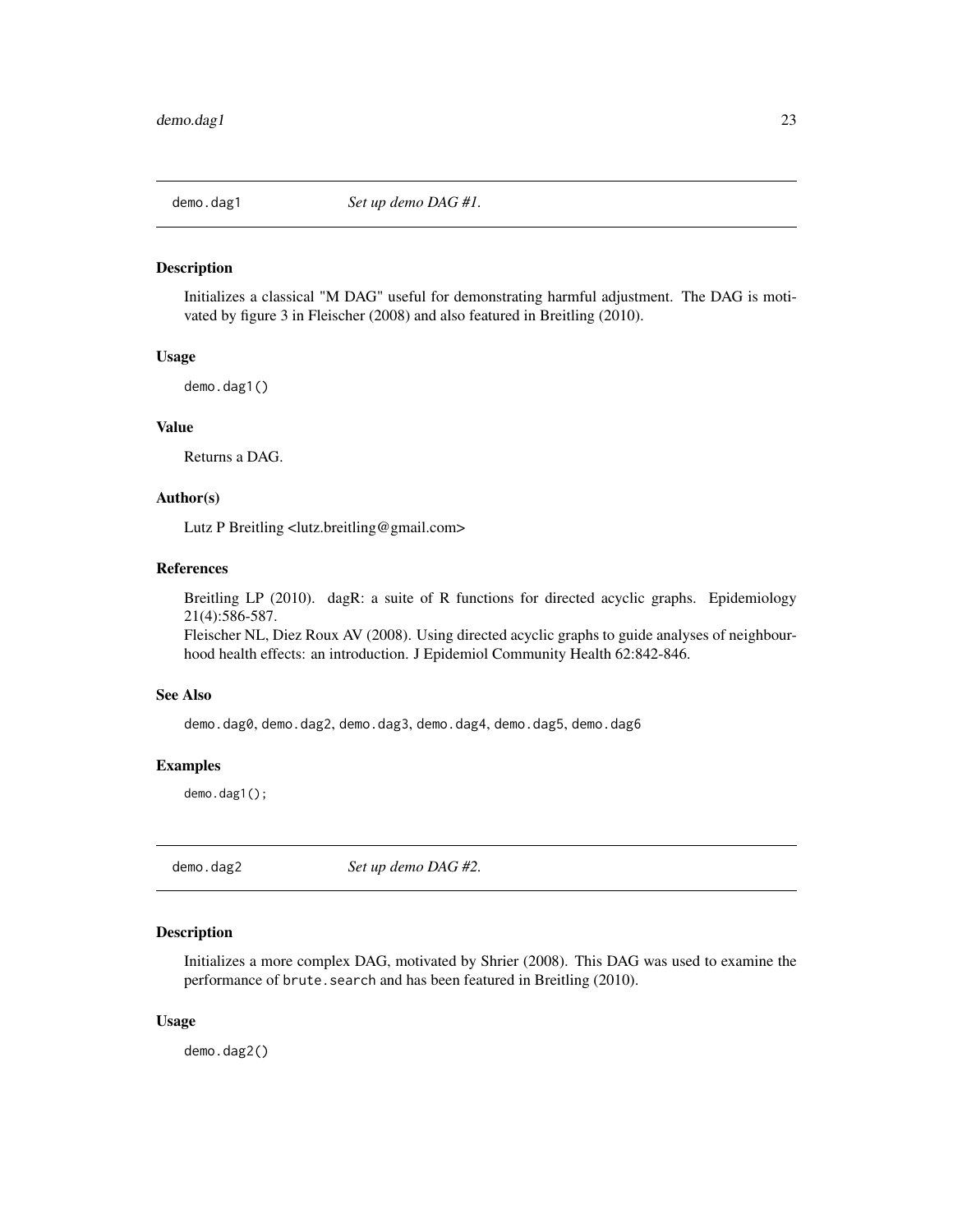## demo.dag1 *Set up demo DAG #1.*

### Description

Initializes a classical "M DAG" useful for demonstrating harmful adjustment. The DAG is motivated by figure 3 in Fleischer (2008) and also featured in Breitling (2010).

### Usage

```
demo.dag1()
```

### Value

Returns a DAG.

### Author(s)

Lutz P Breitling <lutz.breitling@gmail.com>

### References

Breitling LP (2010). dagR: a suite of R functions for directed acyclic graphs. Epidemiology 21(4):586-587.
Fleischer NL, Diez Roux AV (2008). Using directed acyclic graphs to guide analyses of neighbourhood health effects: an introduction. J Epidemiol Community Health 62:842-846.

### See Also

`demo.dag0`, `demo.dag2`, `demo.dag3`, `demo.dag4`, `demo.dag5`, `demo.dag6`

### Examples

```
demo.dag1();
```

## demo.dag2 *Set up demo DAG #2.*

### Description

Initializes a more complex DAG, motivated by Shrier (2008). This DAG was used to examine the performance of `brute.search` and has been featured in Breitling (2010).

### Usage

```
demo.dag2()
```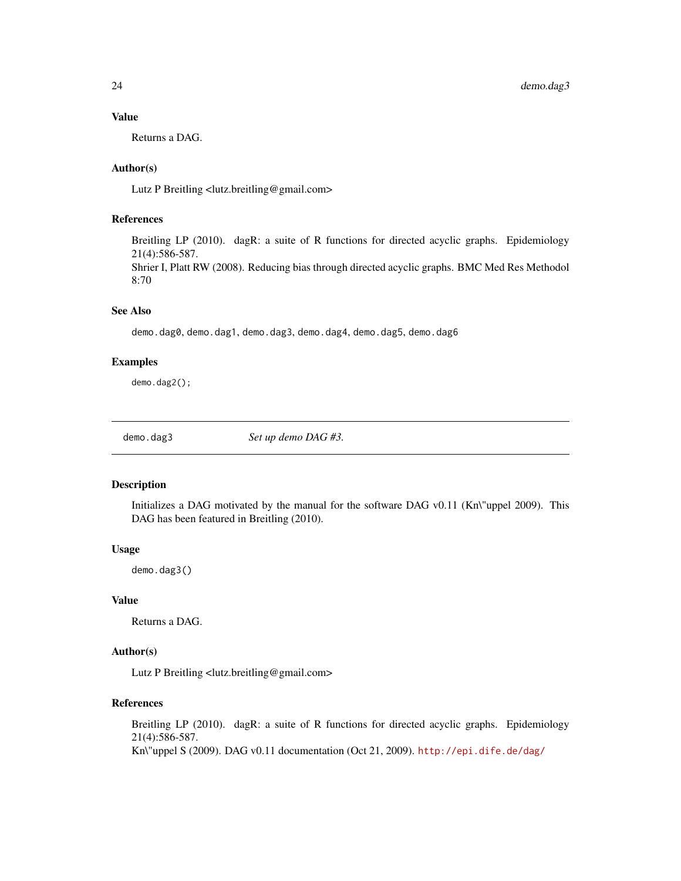### Value

Returns a DAG.

### Author(s)

Lutz P Breitling <lutz.breitling@gmail.com>

### References

Breitling LP (2010). dagR: a suite of R functions for directed acyclic graphs. Epidemiology 21(4):586-587.
Shrier I, Platt RW (2008). Reducing bias through directed acyclic graphs. BMC Med Res Methodol 8:70

### See Also

`demo.dag0`, `demo.dag1`, `demo.dag3`, `demo.dag4`, `demo.dag5`, `demo.dag6`

### Examples

```
demo.dag2();
```

---

## demo.dag3 — *Set up demo DAG #3.*

---

### Description

Initializes a DAG motivated by the manual for the software DAG v0.11 (Kn\"uppel 2009). This DAG has been featured in Breitling (2010).

### Usage

```
demo.dag3()
```

### Value

Returns a DAG.

### Author(s)

Lutz P Breitling <lutz.breitling@gmail.com>

### References

Breitling LP (2010). dagR: a suite of R functions for directed acyclic graphs. Epidemiology 21(4):586-587.
Kn\"uppel S (2009). DAG v0.11 documentation (Oct 21, 2009). http://epi.dife.de/dag/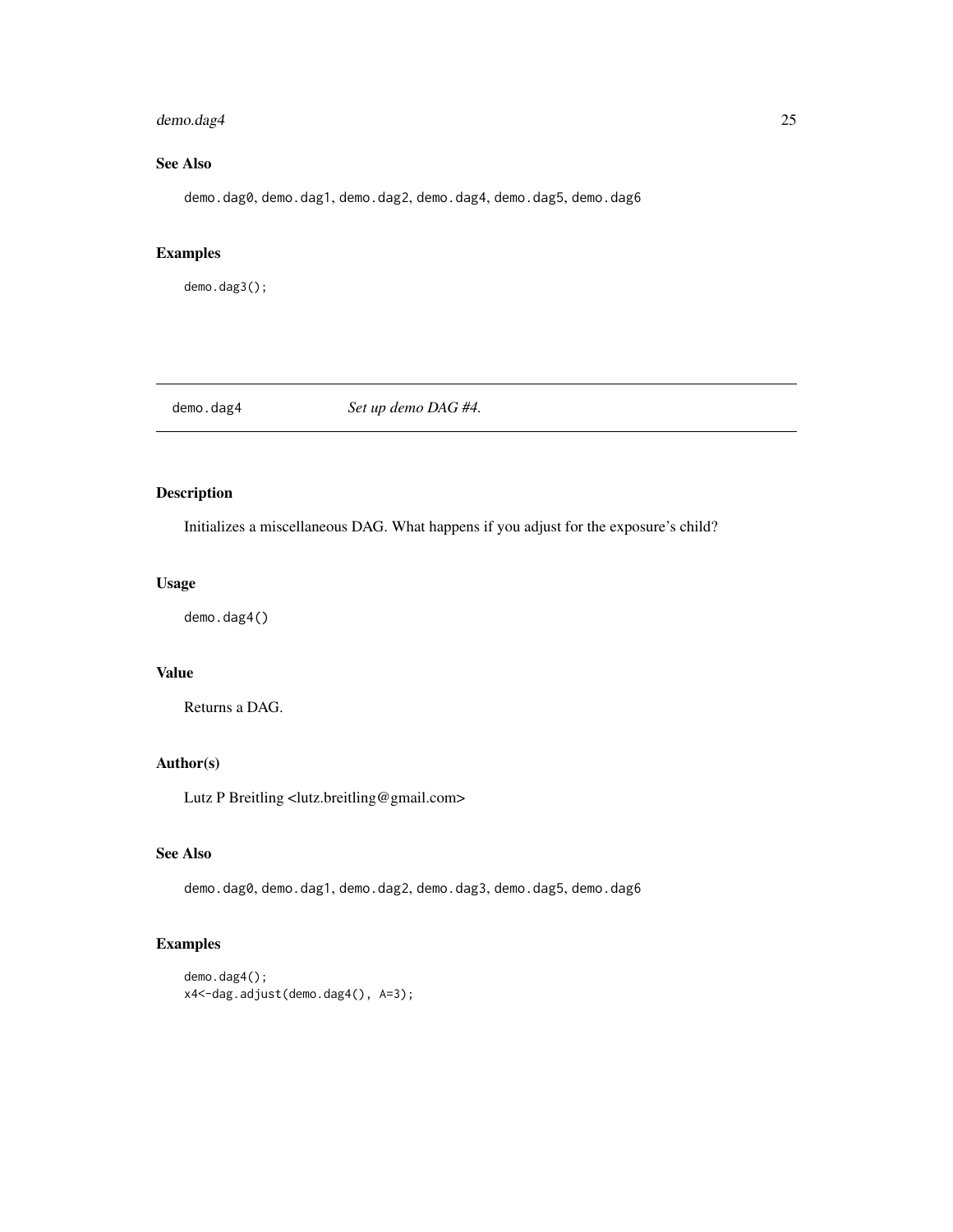## See Also

demo.dag0, demo.dag1, demo.dag2, demo.dag4, demo.dag5, demo.dag6

## Examples

```
demo.dag3();
```

---

# demo.dag4 *Set up demo DAG #4.*

---

## Description

Initializes a miscellaneous DAG. What happens if you adjust for the exposure's child?

## Usage

```
demo.dag4()
```

## Value

Returns a DAG.

## Author(s)

Lutz P Breitling <lutz.breitling@gmail.com>

## See Also

demo.dag0, demo.dag1, demo.dag2, demo.dag3, demo.dag5, demo.dag6

## Examples

```
demo.dag4();
x4<-dag.adjust(demo.dag4(), A=3);
```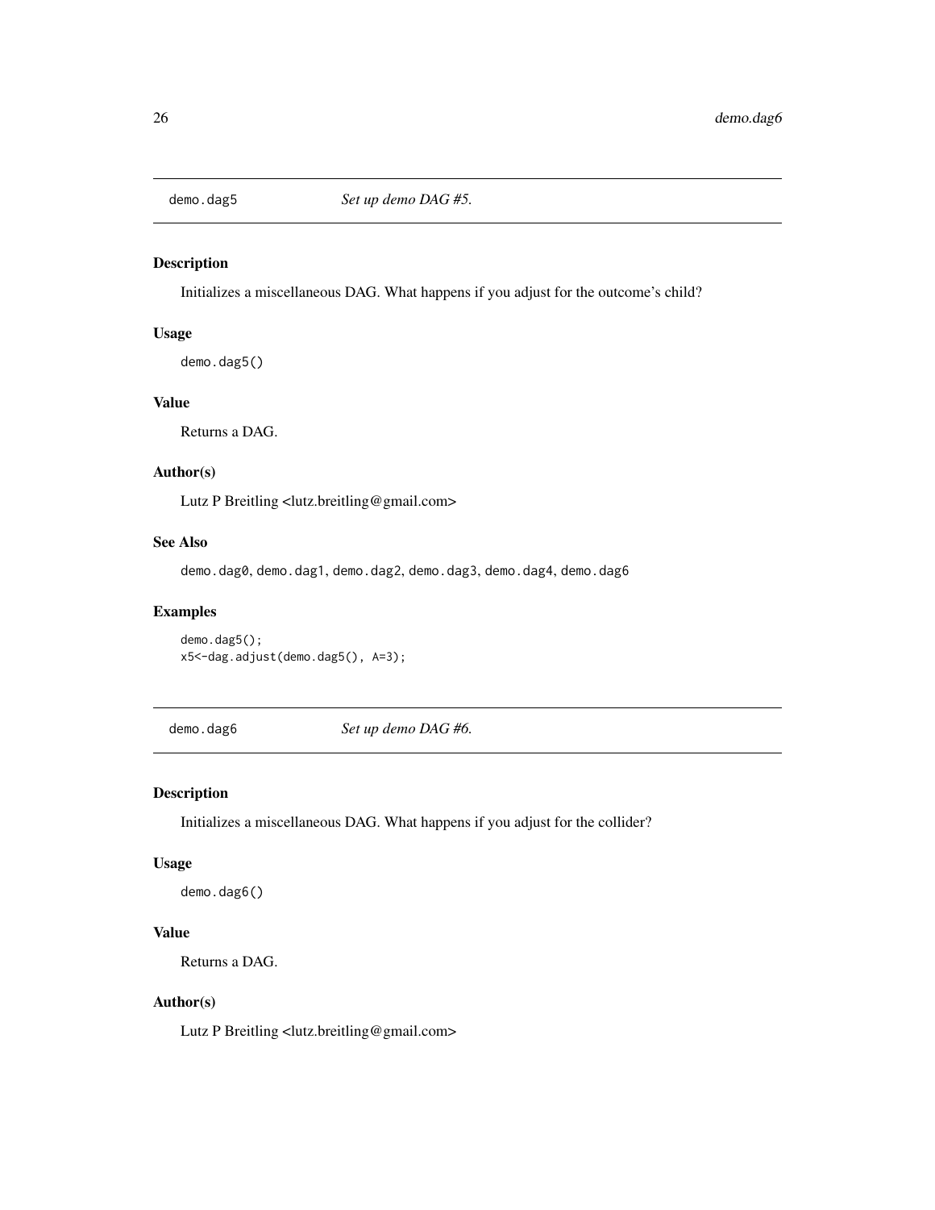## demo.dag5 — *Set up demo DAG #5.*

### Description

Initializes a miscellaneous DAG. What happens if you adjust for the outcome's child?

### Usage

```
demo.dag5()
```

### Value

Returns a DAG.

### Author(s)

Lutz P Breitling <lutz.breitling@gmail.com>

### See Also

demo.dag0, demo.dag1, demo.dag2, demo.dag3, demo.dag4, demo.dag6

### Examples

```
demo.dag5();
x5<-dag.adjust(demo.dag5(), A=3);
```

## demo.dag6 — *Set up demo DAG #6.*

### Description

Initializes a miscellaneous DAG. What happens if you adjust for the collider?

### Usage

```
demo.dag6()
```

### Value

Returns a DAG.

### Author(s)

Lutz P Breitling <lutz.breitling@gmail.com>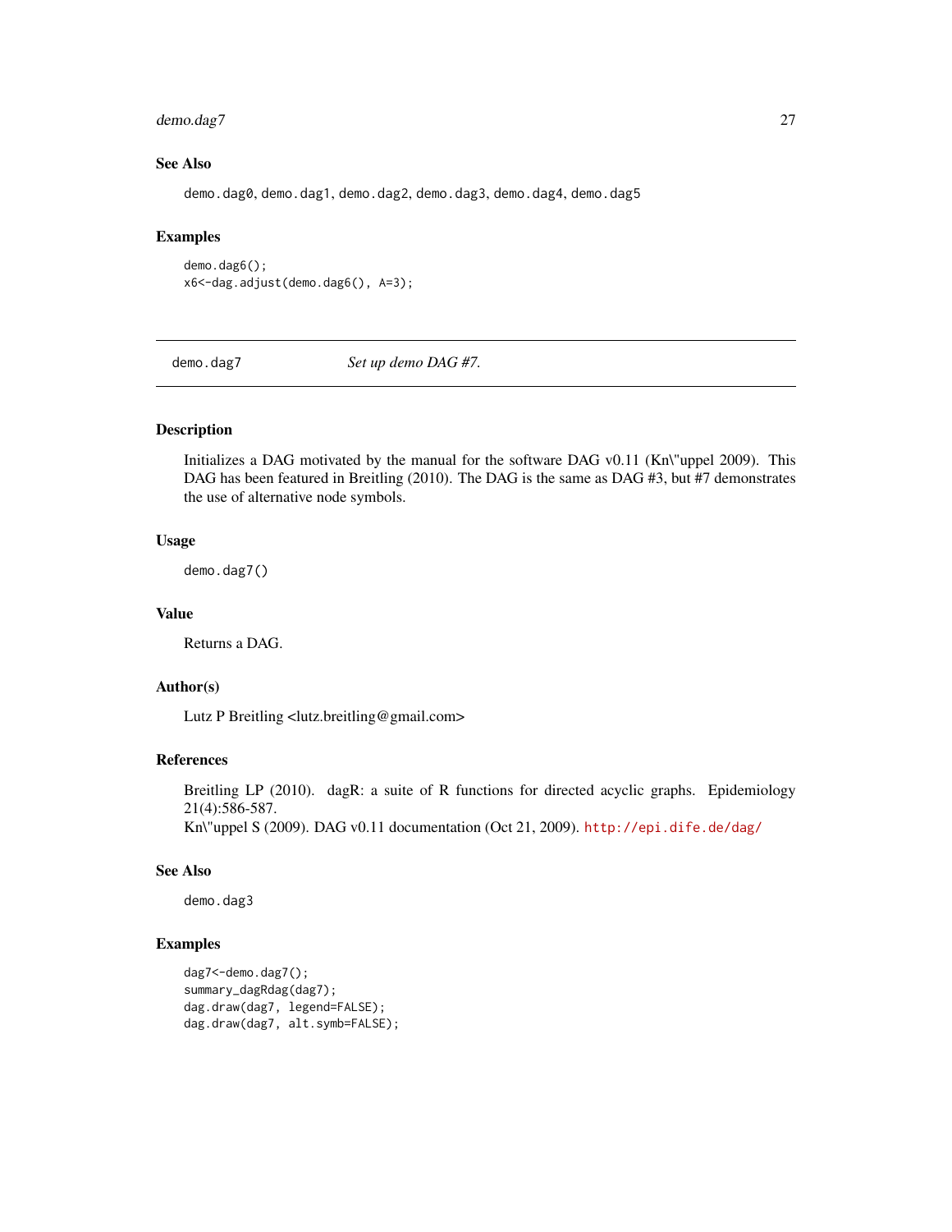### See Also

demo.dag0, demo.dag1, demo.dag2, demo.dag3, demo.dag4, demo.dag5

### Examples

```
demo.dag6();
x6<-dag.adjust(demo.dag6(), A=3);
```

---

## demo.dag7 *Set up demo DAG #7.*

---

### Description

Initializes a DAG motivated by the manual for the software DAG v0.11 (Kn\"uppel 2009). This DAG has been featured in Breitling (2010). The DAG is the same as DAG #3, but #7 demonstrates the use of alternative node symbols.

### Usage

```
demo.dag7()
```

### Value

Returns a DAG.

### Author(s)

Lutz P Breitling <lutz.breitling@gmail.com>

### References

Breitling LP (2010). dagR: a suite of R functions for directed acyclic graphs. Epidemiology 21(4):586-587.
Kn\"uppel S (2009). DAG v0.11 documentation (Oct 21, 2009). http://epi.dife.de/dag/

### See Also

demo.dag3

### Examples

```
dag7<-demo.dag7();
summary_dagRdag(dag7);
dag.draw(dag7, legend=FALSE);
dag.draw(dag7, alt.symb=FALSE);
```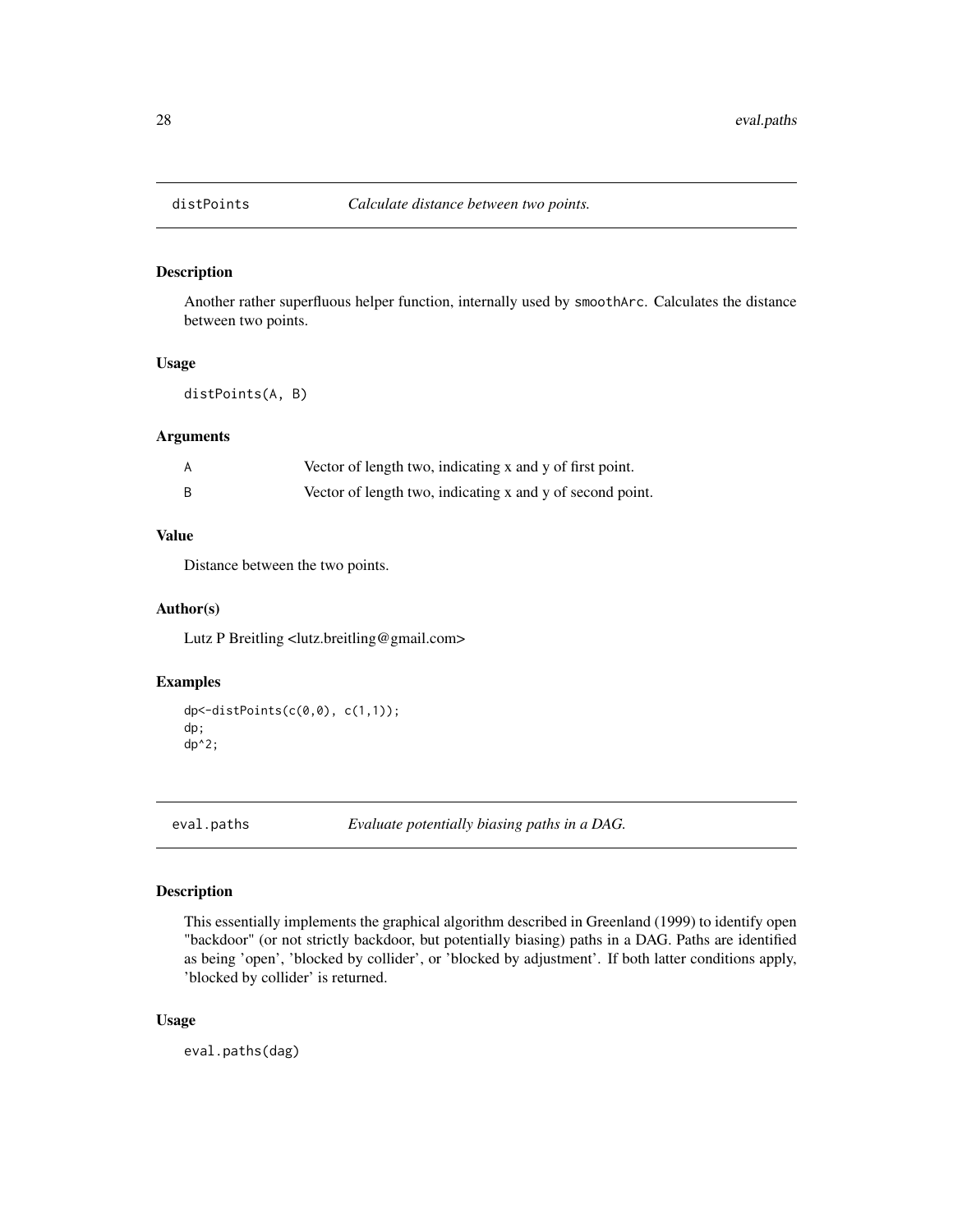## distPoints *Calculate distance between two points.*

### Description

Another rather superfluous helper function, internally used by `smoothArc`. Calculates the distance between two points.

### Usage

```
distPoints(A, B)
```

### Arguments

| | |
|---|---|
| A | Vector of length two, indicating x and y of first point. |
| B | Vector of length two, indicating x and y of second point. |

### Value

Distance between the two points.

### Author(s)

Lutz P Breitling <lutz.breitling@gmail.com>

### Examples

```
dp<-distPoints(c(0,0), c(1,1));
dp;
dp^2;
```

## eval.paths *Evaluate potentially biasing paths in a DAG.*

### Description

This essentially implements the graphical algorithm described in Greenland (1999) to identify open "backdoor" (or not strictly backdoor, but potentially biasing) paths in a DAG. Paths are identified as being 'open', 'blocked by collider', or 'blocked by adjustment'. If both latter conditions apply, 'blocked by collider' is returned.

### Usage

```
eval.paths(dag)
```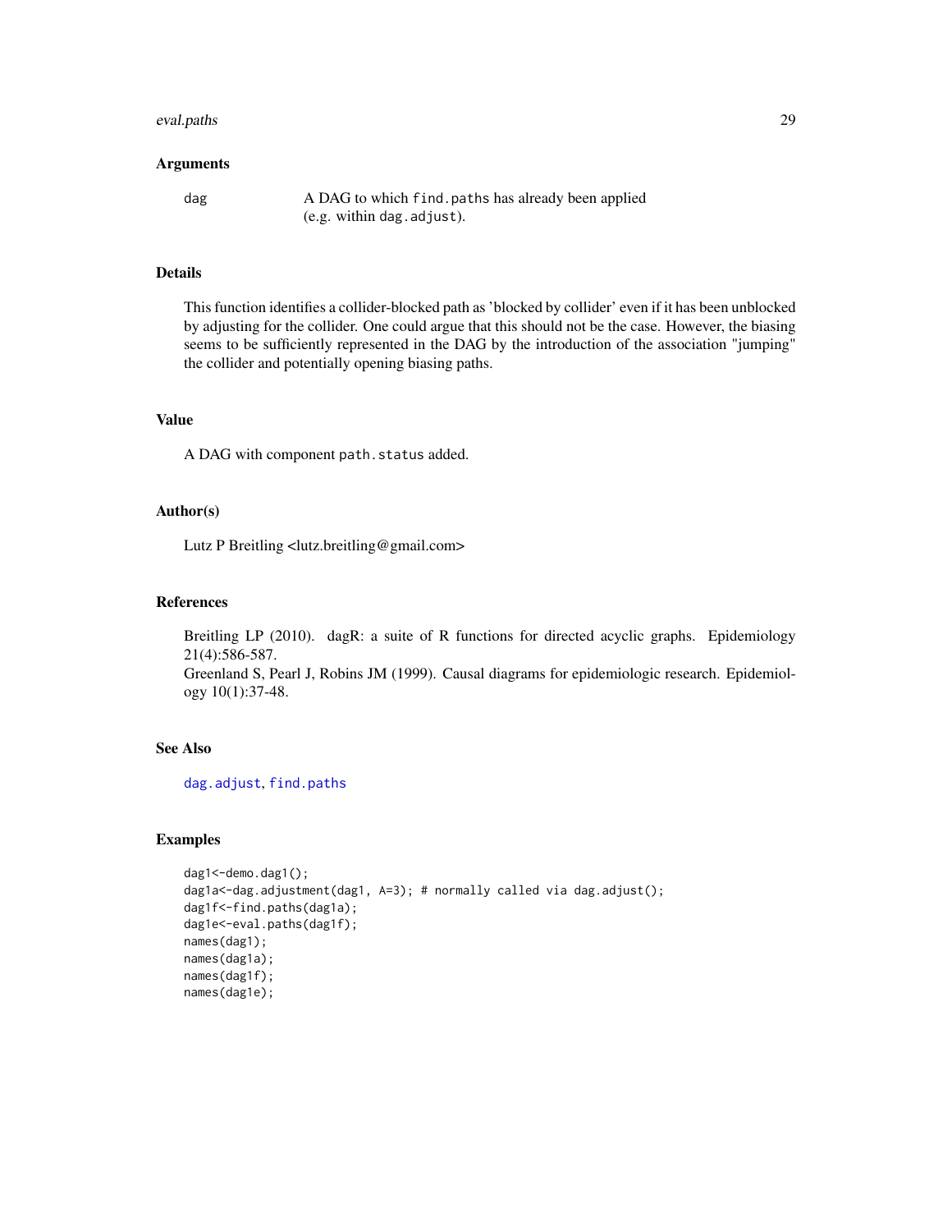## Arguments

dag	A DAG to which `find.paths` has already been applied (e.g. within `dag.adjust`).

## Details

This function identifies a collider-blocked path as 'blocked by collider' even if it has been unblocked by adjusting for the collider. One could argue that this should not be the case. However, the biasing seems to be sufficiently represented in the DAG by the introduction of the association "jumping" the collider and potentially opening biasing paths.

## Value

A DAG with component `path.status` added.

## Author(s)

Lutz P Breitling <lutz.breitling@gmail.com>

## References

Breitling LP (2010). dagR: a suite of R functions for directed acyclic graphs. Epidemiology 21(4):586-587.
Greenland S, Pearl J, Robins JM (1999). Causal diagrams for epidemiologic research. Epidemiology 10(1):37-48.

## See Also

`dag.adjust`, `find.paths`

## Examples

```
dag1<-demo.dag1();
dag1a<-dag.adjustment(dag1, A=3); # normally called via dag.adjust();
dag1f<-find.paths(dag1a);
dag1e<-eval.paths(dag1f);
names(dag1);
names(dag1a);
names(dag1f);
names(dag1e);
```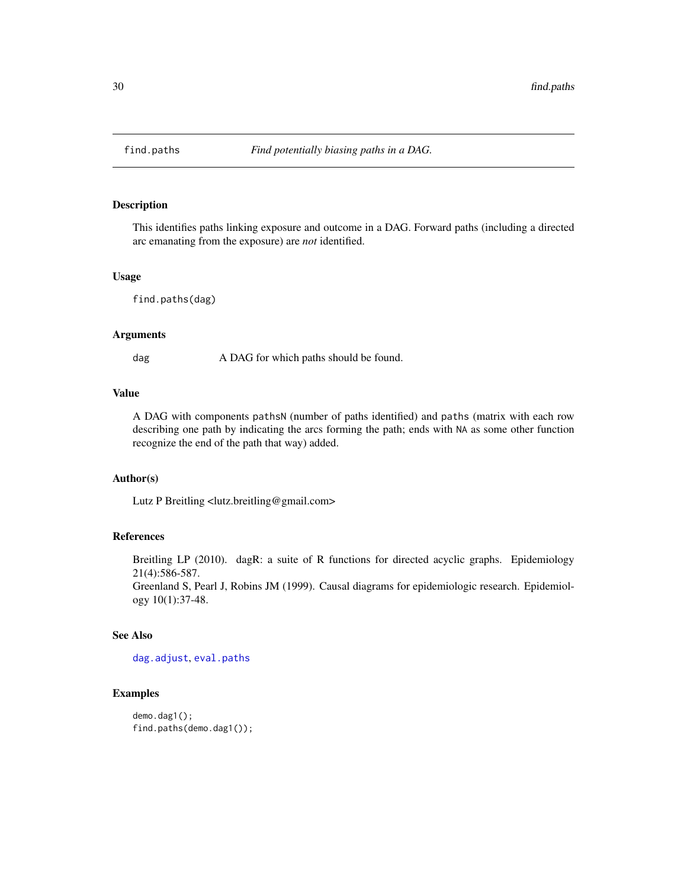find.paths — *Find potentially biasing paths in a DAG.*

## Description

This identifies paths linking exposure and outcome in a DAG. Forward paths (including a directed arc emanating from the exposure) are *not* identified.

## Usage

```
find.paths(dag)
```

## Arguments

| | |
|---|---|
| dag | A DAG for which paths should be found. |

## Value

A DAG with components `pathsN` (number of paths identified) and `paths` (matrix with each row describing one path by indicating the arcs forming the path; ends with `NA` as some other function recognize the end of the path that way) added.

## Author(s)

Lutz P Breitling <lutz.breitling@gmail.com>

## References

Breitling LP (2010). dagR: a suite of R functions for directed acyclic graphs. Epidemiology 21(4):586-587.
Greenland S, Pearl J, Robins JM (1999). Causal diagrams for epidemiologic research. Epidemiology 10(1):37-48.

## See Also

dag.adjust, eval.paths

## Examples

```
demo.dag1();
find.paths(demo.dag1());
```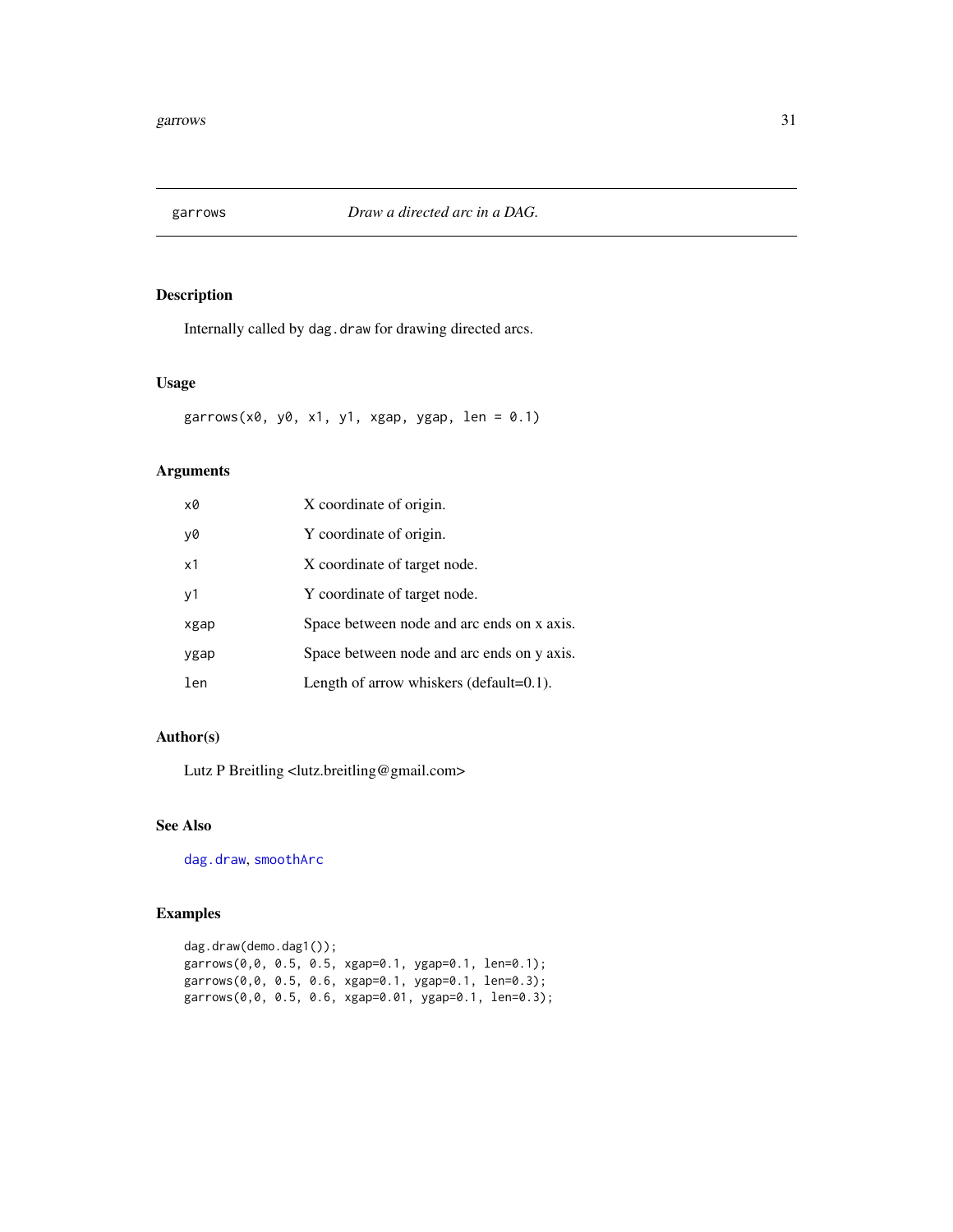## garrows — *Draw a directed arc in a DAG.*

### Description

Internally called by `dag.draw` for drawing directed arcs.

### Usage

```
garrows(x0, y0, x1, y1, xgap, ygap, len = 0.1)
```

### Arguments

| | |
|---|---|
| `x0` | X coordinate of origin. |
| `y0` | Y coordinate of origin. |
| `x1` | X coordinate of target node. |
| `y1` | Y coordinate of target node. |
| `xgap` | Space between node and arc ends on x axis. |
| `ygap` | Space between node and arc ends on y axis. |
| `len` | Length of arrow whiskers (default=0.1). |

### Author(s)

Lutz P Breitling <lutz.breitling@gmail.com>

### See Also

`dag.draw`, `smoothArc`

### Examples

```
dag.draw(demo.dag1());
garrows(0,0, 0.5, 0.5, xgap=0.1, ygap=0.1, len=0.1);
garrows(0,0, 0.5, 0.6, xgap=0.1, ygap=0.1, len=0.3);
garrows(0,0, 0.5, 0.6, xgap=0.01, ygap=0.1, len=0.3);
```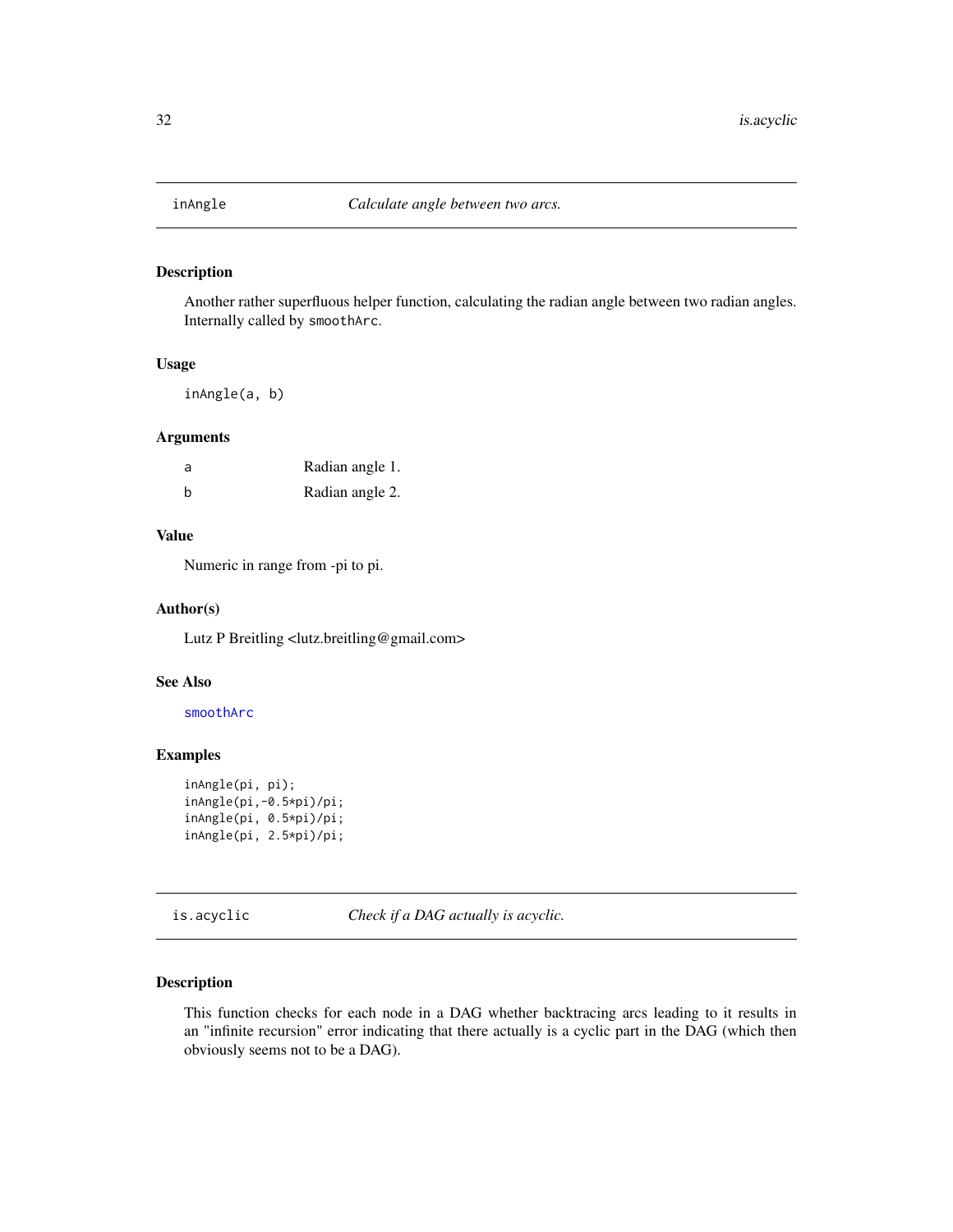## inAngle *Calculate angle between two arcs.*

### Description

Another rather superfluous helper function, calculating the radian angle between two radian angles. Internally called by `smoothArc`.

### Usage

```
inAngle(a, b)
```

### Arguments

| | |
|---|---|
| a | Radian angle 1. |
| b | Radian angle 2. |

### Value

Numeric in range from -pi to pi.

### Author(s)

Lutz P Breitling <lutz.breitling@gmail.com>

### See Also

smoothArc

### Examples

```
inAngle(pi, pi);
inAngle(pi,-0.5*pi)/pi;
inAngle(pi, 0.5*pi)/pi;
inAngle(pi, 2.5*pi)/pi;
```

## is.acyclic *Check if a DAG actually is acyclic.*

### Description

This function checks for each node in a DAG whether backtracing arcs leading to it results in an "infinite recursion" error indicating that there actually is a cyclic part in the DAG (which then obviously seems not to be a DAG).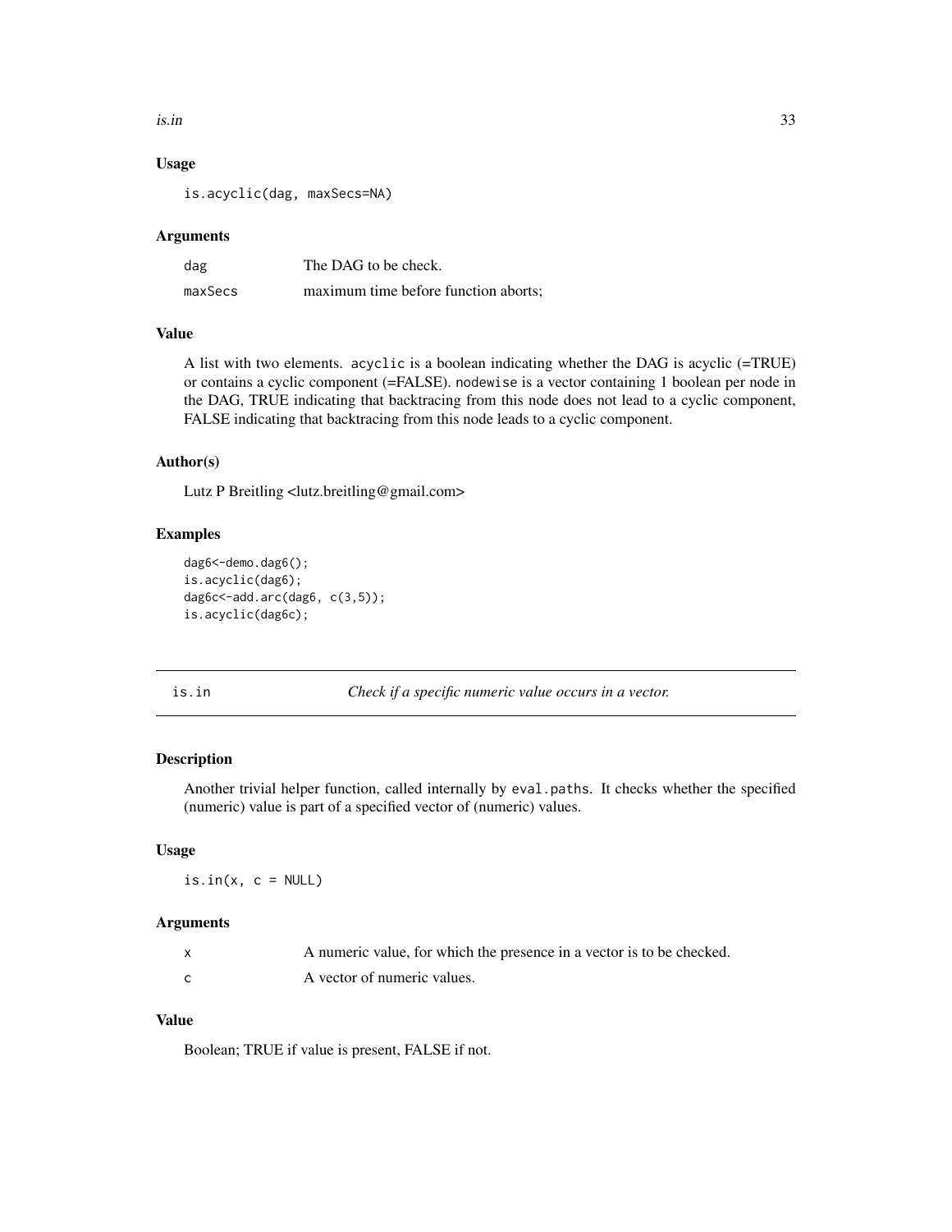### Usage

```
is.acyclic(dag, maxSecs=NA)
```

### Arguments

| | |
|---|---|
| dag | The DAG to be check. |
| maxSecs | maximum time before function aborts; |

### Value

A list with two elements. `acyclic` is a boolean indicating whether the DAG is acyclic (=TRUE) or contains a cyclic component (=FALSE). `nodewise` is a vector containing 1 boolean per node in the DAG, TRUE indicating that backtracing from this node does not lead to a cyclic component, FALSE indicating that backtracing from this node leads to a cyclic component.

### Author(s)

Lutz P Breitling <lutz.breitling@gmail.com>

### Examples

```
dag6<-demo.dag6();
is.acyclic(dag6);
dag6c<-add.arc(dag6, c(3,5));
is.acyclic(dag6c);
```

---

## is.in — *Check if a specific numeric value occurs in a vector.*

---

### Description

Another trivial helper function, called internally by `eval.paths`. It checks whether the specified (numeric) value is part of a specified vector of (numeric) values.

### Usage

```
is.in(x, c = NULL)
```

### Arguments

| | |
|---|---|
| x | A numeric value, for which the presence in a vector is to be checked. |
| c | A vector of numeric values. |

### Value

Boolean; TRUE if value is present, FALSE if not.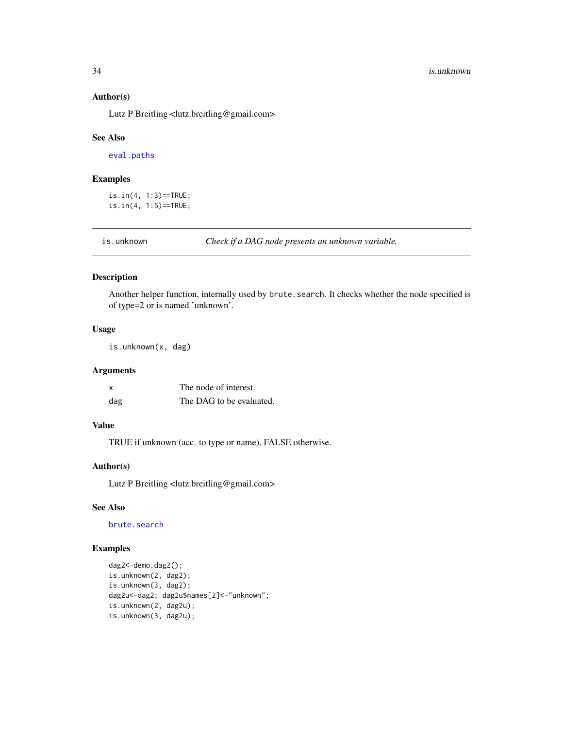### Author(s)

Lutz P Breitling <lutz.breitling@gmail.com>

### See Also

eval.paths

### Examples

```
is.in(4, 1:3)==TRUE;
is.in(4, 1:5)==TRUE;
```

---

## is.unknown — *Check if a DAG node presents an unknown variable.*

---

### Description

Another helper function, internally used by `brute.search`. It checks whether the node specified is of type=2 or is named 'unknown'.

### Usage

```
is.unknown(x, dag)
```

### Arguments

| | |
|---|---|
| x | The node of interest. |
| dag | The DAG to be evaluated. |

### Value

TRUE if unknown (acc. to type or name), FALSE otherwise.

### Author(s)

Lutz P Breitling <lutz.breitling@gmail.com>

### See Also

brute.search

### Examples

```
dag2<-demo.dag2();
is.unknown(2, dag2);
is.unknown(3, dag2);
dag2u<-dag2; dag2u$names[2]<-"unknown";
is.unknown(2, dag2u);
is.unknown(3, dag2u);
```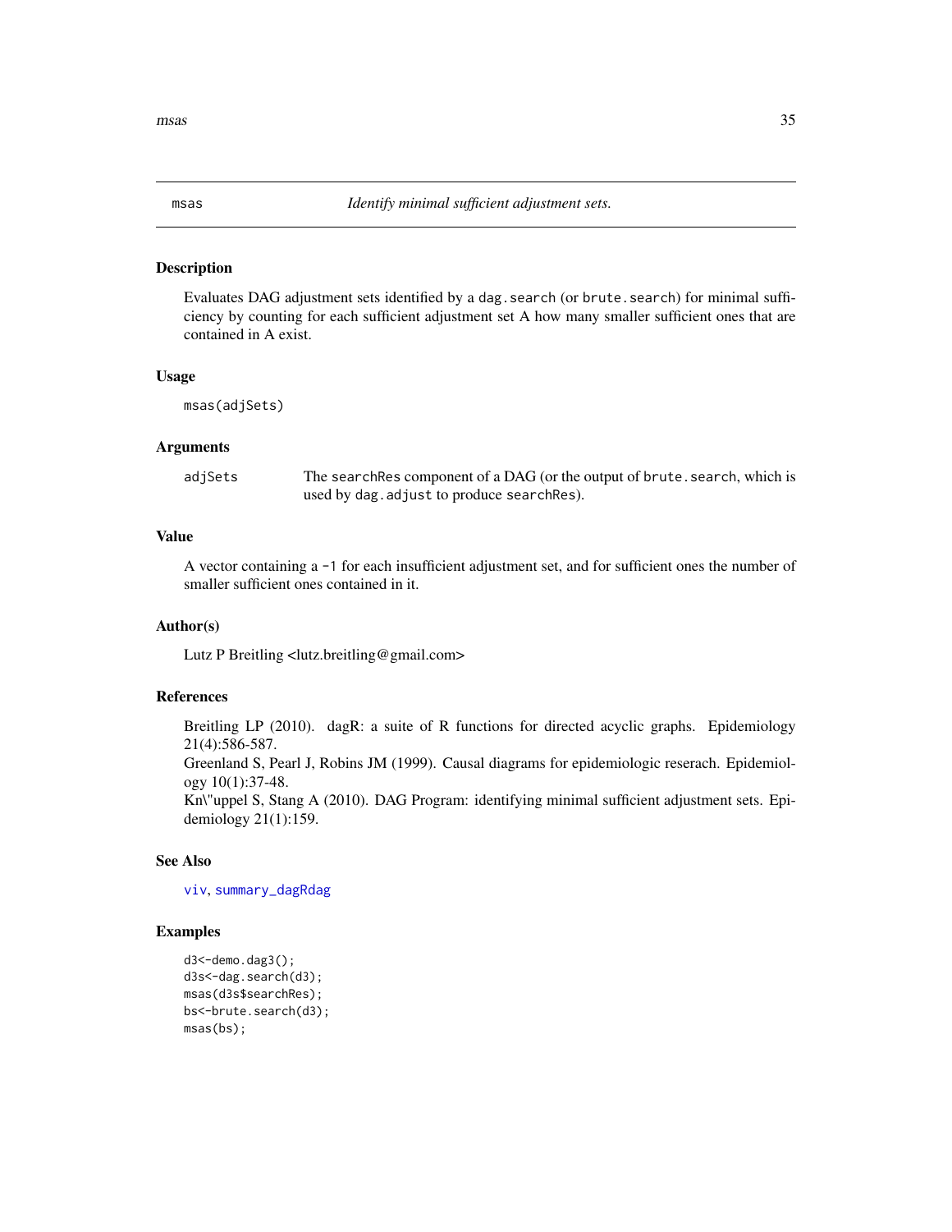# msas — *Identify minimal sufficient adjustment sets.*

## Description

Evaluates DAG adjustment sets identified by a `dag.search` (or `brute.search`) for minimal sufficiency by counting for each sufficient adjustment set A how many smaller sufficient ones that are contained in A exist.

## Usage

```
msas(adjSets)
```

## Arguments

| | |
|---|---|
| `adjSets` | The `searchRes` component of a DAG (or the output of `brute.search`, which is used by `dag.adjust` to produce `searchRes`). |

## Value

A vector containing a `-1` for each insufficient adjustment set, and for sufficient ones the number of smaller sufficient ones contained in it.

## Author(s)

Lutz P Breitling <lutz.breitling@gmail.com>

## References

Breitling LP (2010). dagR: a suite of R functions for directed acyclic graphs. Epidemiology 21(4):586-587.
Greenland S, Pearl J, Robins JM (1999). Causal diagrams for epidemiologic reserach. Epidemiology 10(1):37-48.
Kn\"uppel S, Stang A (2010). DAG Program: identifying minimal sufficient adjustment sets. Epidemiology 21(1):159.

## See Also

`viv`, `summary_dagRdag`

## Examples

```
d3<-demo.dag3();
d3s<-dag.search(d3);
msas(d3s$searchRes);
bs<-brute.search(d3);
msas(bs);
```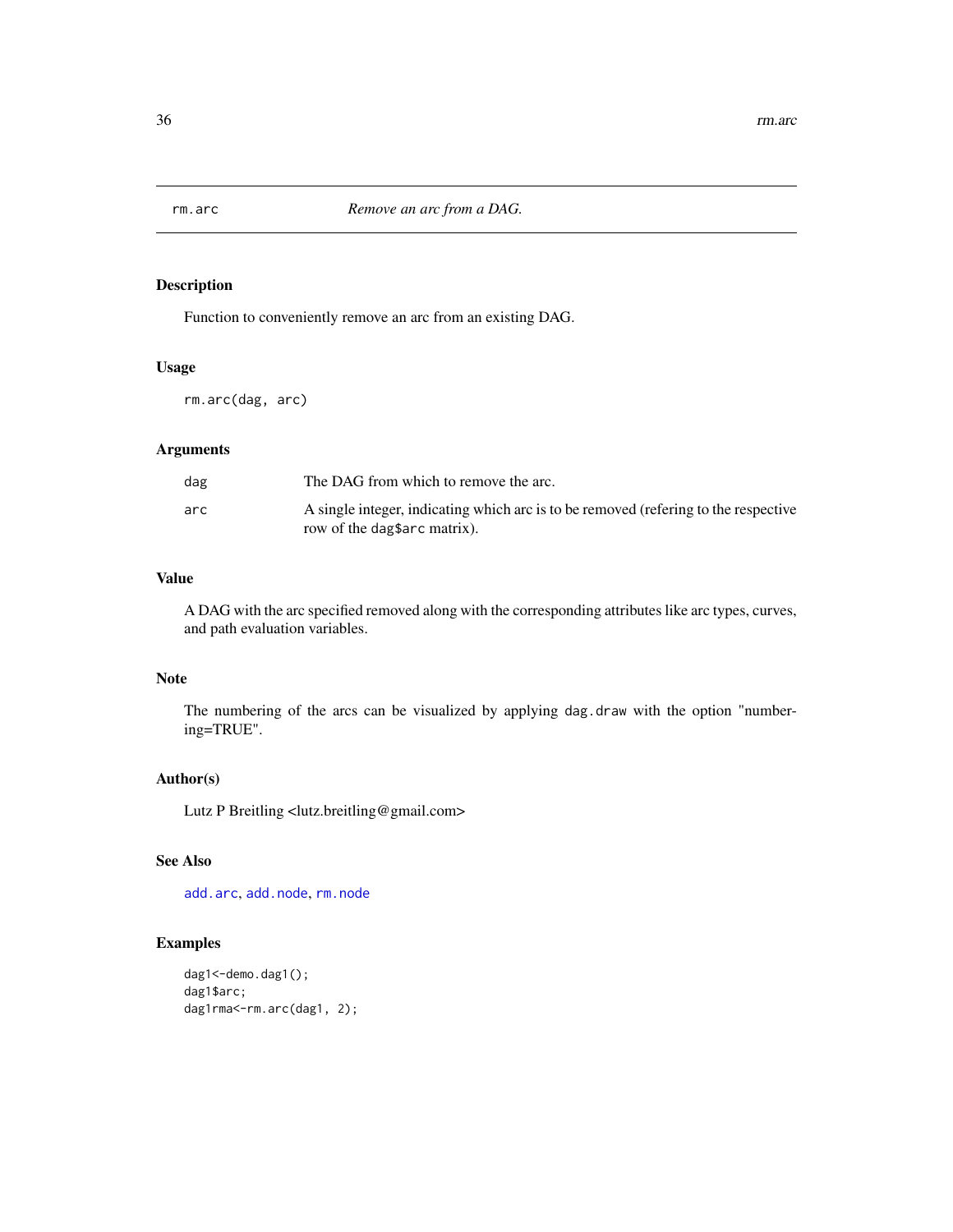# rm.arc — *Remove an arc from a DAG.*

## Description

Function to conveniently remove an arc from an existing DAG.

## Usage

```
rm.arc(dag, arc)
```

## Arguments

| | |
|---|---|
| `dag` | The DAG from which to remove the arc. |
| `arc` | A single integer, indicating which arc is to be removed (refering to the respective row of the `dag$arc` matrix). |

## Value

A DAG with the arc specified removed along with the corresponding attributes like arc types, curves, and path evaluation variables.

## Note

The numbering of the arcs can be visualized by applying `dag.draw` with the option "numbering=TRUE".

## Author(s)

Lutz P Breitling <lutz.breitling@gmail.com>

## See Also

`add.arc`, `add.node`, `rm.node`

## Examples

```
dag1<-demo.dag1();
dag1$arc;
dag1rma<-rm.arc(dag1, 2);
```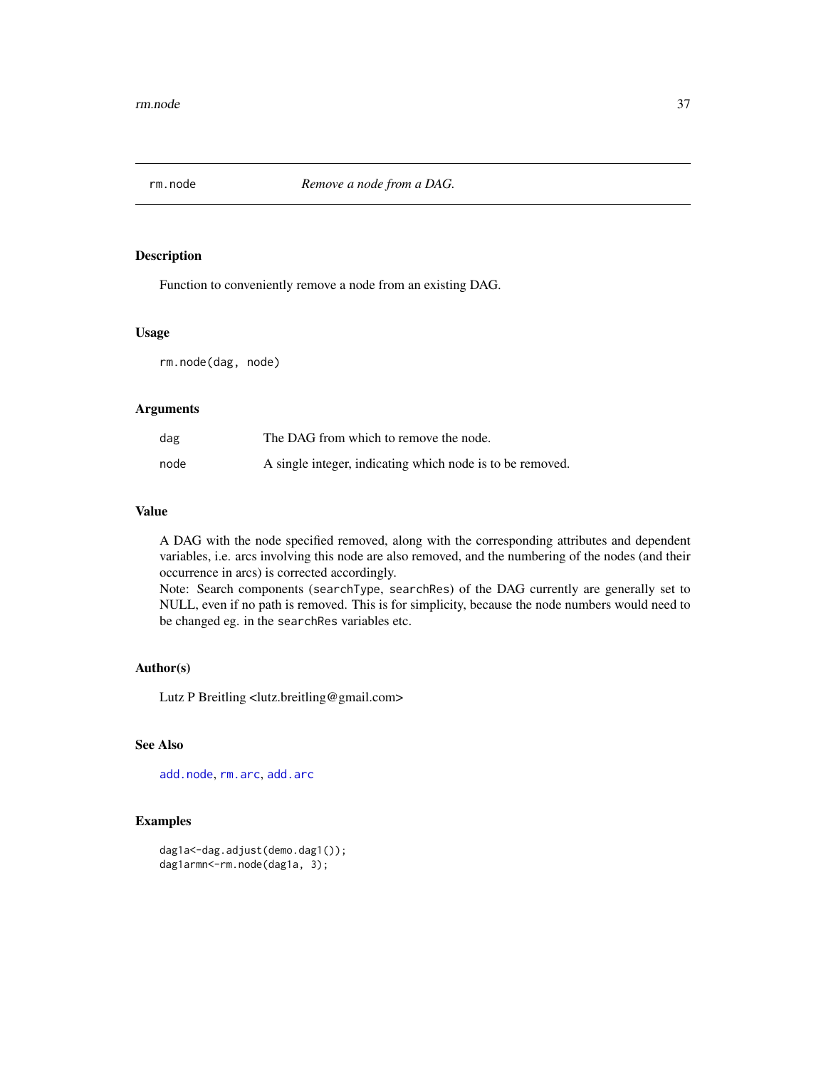## rm.node — *Remove a node from a DAG.*

### Description

Function to conveniently remove a node from an existing DAG.

### Usage

```
rm.node(dag, node)
```

### Arguments

| | |
|---|---|
| `dag` | The DAG from which to remove the node. |
| `node` | A single integer, indicating which node is to be removed. |

### Value

A DAG with the node specified removed, along with the corresponding attributes and dependent variables, i.e. arcs involving this node are also removed, and the numbering of the nodes (and their occurrence in arcs) is corrected accordingly.

Note: Search components (`searchType`, `searchRes`) of the DAG currently are generally set to NULL, even if no path is removed. This is for simplicity, because the node numbers would need to be changed eg. in the `searchRes` variables etc.

### Author(s)

Lutz P Breitling <lutz.breitling@gmail.com>

### See Also

`add.node`, `rm.arc`, `add.arc`

### Examples

```
dag1a<-dag.adjust(demo.dag1());
dag1armn<-rm.node(dag1a, 3);
```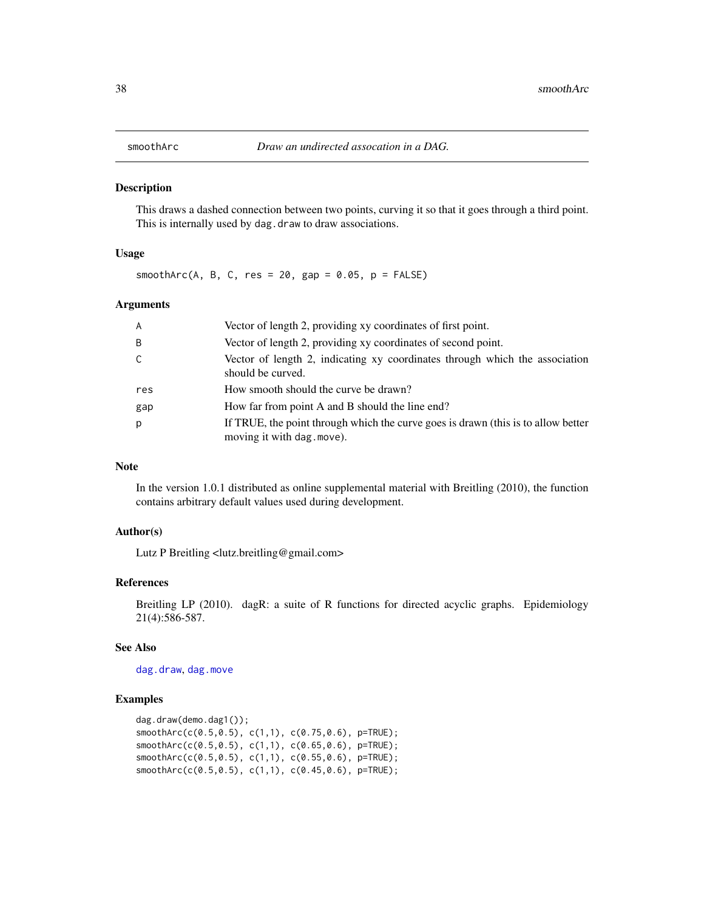## smoothArc — *Draw an undirected assocation in a DAG.*

### Description

This draws a dashed connection between two points, curving it so that it goes through a third point. This is internally used by `dag.draw` to draw associations.

### Usage

```
smoothArc(A, B, C, res = 20, gap = 0.05, p = FALSE)
```

### Arguments

| | |
|---|---|
| `A` | Vector of length 2, providing xy coordinates of first point. |
| `B` | Vector of length 2, providing xy coordinates of second point. |
| `C` | Vector of length 2, indicating xy coordinates through which the association should be curved. |
| `res` | How smooth should the curve be drawn? |
| `gap` | How far from point A and B should the line end? |
| `p` | If TRUE, the point through which the curve goes is drawn (this is to allow better moving it with `dag.move`). |

### Note

In the version 1.0.1 distributed as online supplemental material with Breitling (2010), the function contains arbitrary default values used during development.

### Author(s)

Lutz P Breitling <lutz.breitling@gmail.com>

### References

Breitling LP (2010). dagR: a suite of R functions for directed acyclic graphs. Epidemiology 21(4):586-587.

### See Also

`dag.draw`, `dag.move`

### Examples

```
dag.draw(demo.dag1());
smoothArc(c(0.5,0.5), c(1,1), c(0.75,0.6), p=TRUE);
smoothArc(c(0.5,0.5), c(1,1), c(0.65,0.6), p=TRUE);
smoothArc(c(0.5,0.5), c(1,1), c(0.55,0.6), p=TRUE);
smoothArc(c(0.5,0.5), c(1,1), c(0.45,0.6), p=TRUE);
```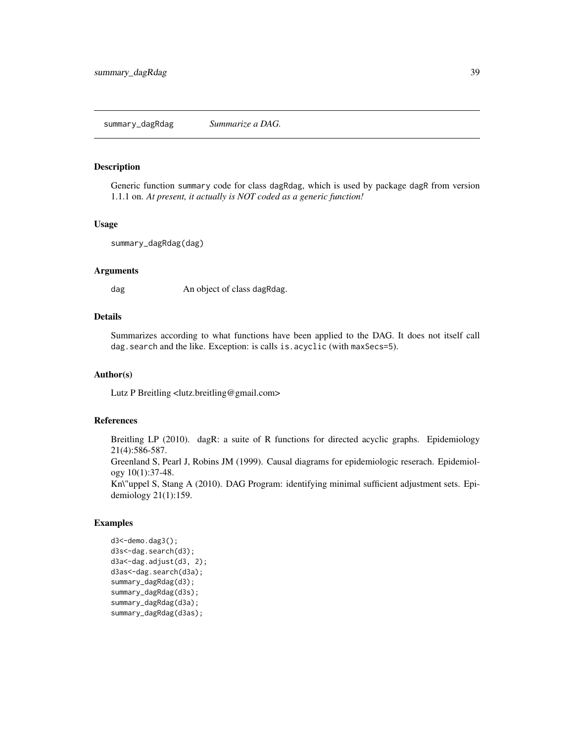## summary_dagRdag — *Summarize a DAG.*

### Description

Generic function `summary` code for class `dagRdag`, which is used by package `dagR` from version 1.1.1 on. *At present, it actually is NOT coded as a generic function!*

### Usage

```
summary_dagRdag(dag)
```

### Arguments

| | |
|---|---|
| `dag` | An object of class `dagRdag`. |

### Details

Summarizes according to what functions have been applied to the DAG. It does not itself call `dag.search` and the like. Exception: is calls `is.acyclic` (with `maxSecs=5`).

### Author(s)

Lutz P Breitling <lutz.breitling@gmail.com>

### References

Breitling LP (2010). dagR: a suite of R functions for directed acyclic graphs. Epidemiology 21(4):586-587.
Greenland S, Pearl J, Robins JM (1999). Causal diagrams for epidemiologic reserach. Epidemiology 10(1):37-48.
Kn\"uppel S, Stang A (2010). DAG Program: identifying minimal sufficient adjustment sets. Epidemiology 21(1):159.

### Examples

```
d3<-demo.dag3();
d3s<-dag.search(d3);
d3a<-dag.adjust(d3, 2);
d3as<-dag.search(d3a);
summary_dagRdag(d3);
summary_dagRdag(d3s);
summary_dagRdag(d3a);
summary_dagRdag(d3as);
```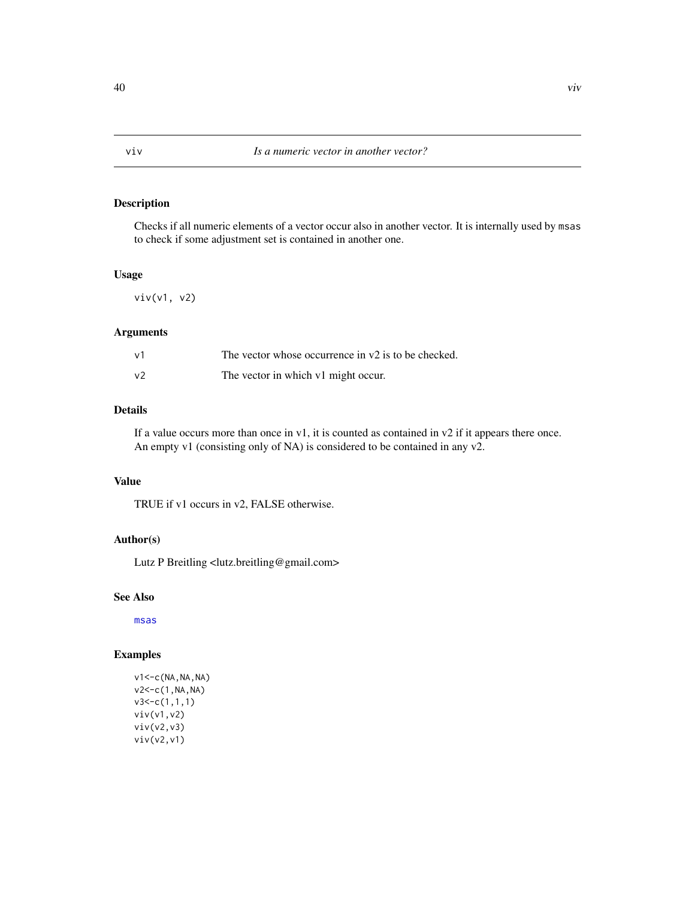# viv — *Is a numeric vector in another vector?*

## Description

Checks if all numeric elements of a vector occur also in another vector. It is internally used by `msas` to check if some adjustment set is contained in another one.

## Usage

```
viv(v1, v2)
```

## Arguments

| | |
|---|---|
| `v1` | The vector whose occurrence in v2 is to be checked. |
| `v2` | The vector in which v1 might occur. |

## Details

If a value occurs more than once in v1, it is counted as contained in v2 if it appears there once. An empty v1 (consisting only of NA) is considered to be contained in any v2.

## Value

TRUE if v1 occurs in v2, FALSE otherwise.

## Author(s)

Lutz P Breitling <lutz.breitling@gmail.com>

## See Also

`msas`

## Examples

```
v1<-c(NA,NA,NA)
v2<-c(1,NA,NA)
v3<-c(1,1,1)
viv(v1,v2)
viv(v2,v3)
viv(v2,v1)
```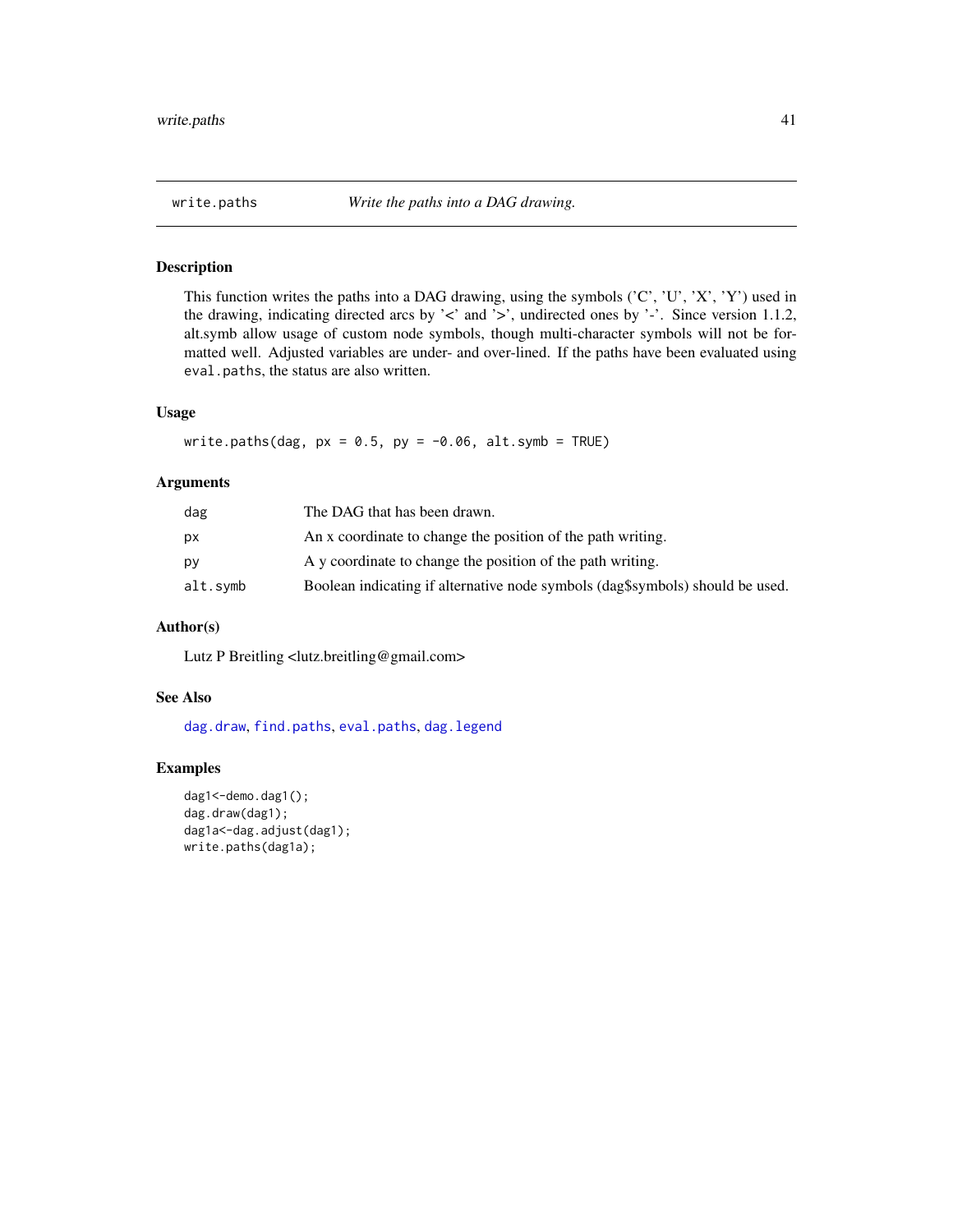`write.paths` *Write the paths into a DAG drawing.*

## Description

This function writes the paths into a DAG drawing, using the symbols ('C', 'U', 'X', 'Y') used in the drawing, indicating directed arcs by '<' and '>', undirected ones by '-'. Since version 1.1.2, alt.symb allow usage of custom node symbols, though multi-character symbols will not be formatted well. Adjusted variables are under- and over-lined. If the paths have been evaluated using `eval.paths`, the status are also written.

## Usage

```
write.paths(dag, px = 0.5, py = -0.06, alt.symb = TRUE)
```

## Arguments

| | |
|---|---|
| `dag` | The DAG that has been drawn. |
| `px` | An x coordinate to change the position of the path writing. |
| `py` | A y coordinate to change the position of the path writing. |
| `alt.symb` | Boolean indicating if alternative node symbols (dag$symbols) should be used. |

## Author(s)

Lutz P Breitling <lutz.breitling@gmail.com>

## See Also

`dag.draw`, `find.paths`, `eval.paths`, `dag.legend`

## Examples

```
dag1<-demo.dag1();
dag.draw(dag1);
dag1a<-dag.adjust(dag1);
write.paths(dag1a);
```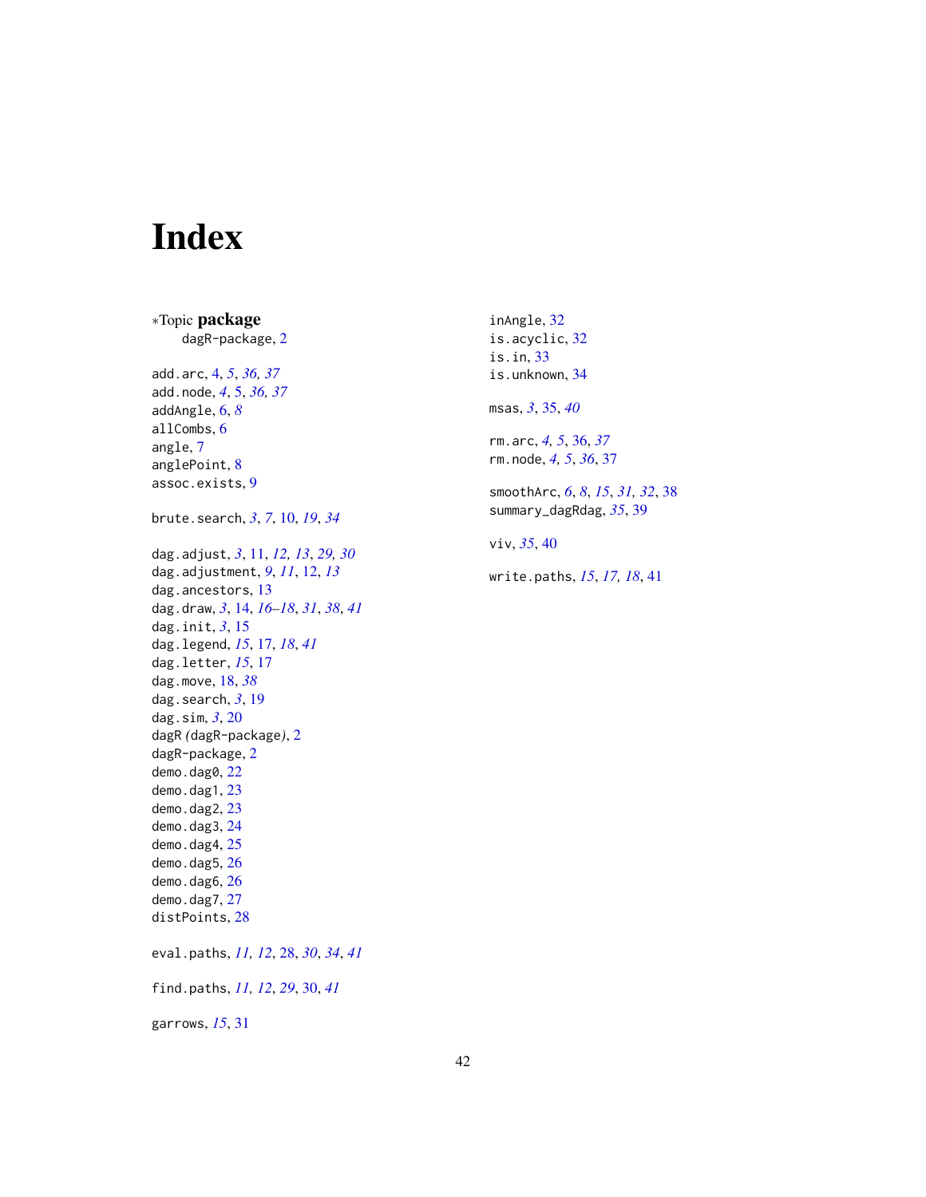# Index

∗Topic **package**
    dagR-package, 2

add.arc, 4, *5*, *36, 37*
add.node, *4*, 5, *36, 37*
addAngle, 6, *8*
allCombs, 6
angle, 7
anglePoint, 8
assoc.exists, 9

brute.search, *3*, *7*, 10, *19*, *34*

dag.adjust, *3*, 11, *12, 13*, *29, 30*
dag.adjustment, *9*, *11*, 12, *13*
dag.ancestors, 13
dag.draw, *3*, 14, *16–18*, *31*, *38*, *41*
dag.init, *3*, 15
dag.legend, *15*, 17, *18*, *41*
dag.letter, *15*, 17
dag.move, 18, *38*
dag.search, *3*, 19
dag.sim, *3*, 20
dagR *(*dagR-package*)*, 2
dagR-package, 2
demo.dag0, 22
demo.dag1, 23
demo.dag2, 23
demo.dag3, 24
demo.dag4, 25
demo.dag5, 26
demo.dag6, 26
demo.dag7, 27
distPoints, 28

eval.paths, *11, 12*, 28, *30*, *34*, *41*

find.paths, *11, 12*, *29*, 30, *41*

garrows, *15*, 31

inAngle, 32
is.acyclic, 32
is.in, 33
is.unknown, 34

msas, *3*, 35, *40*

rm.arc, *4, 5*, 36, *37*
rm.node, *4, 5*, *36*, 37

smoothArc, *6*, *8*, *15*, *31, 32*, 38
summary_dagRdag, *35*, 39

viv, *35*, 40

write.paths, *15*, *17, 18*, 41